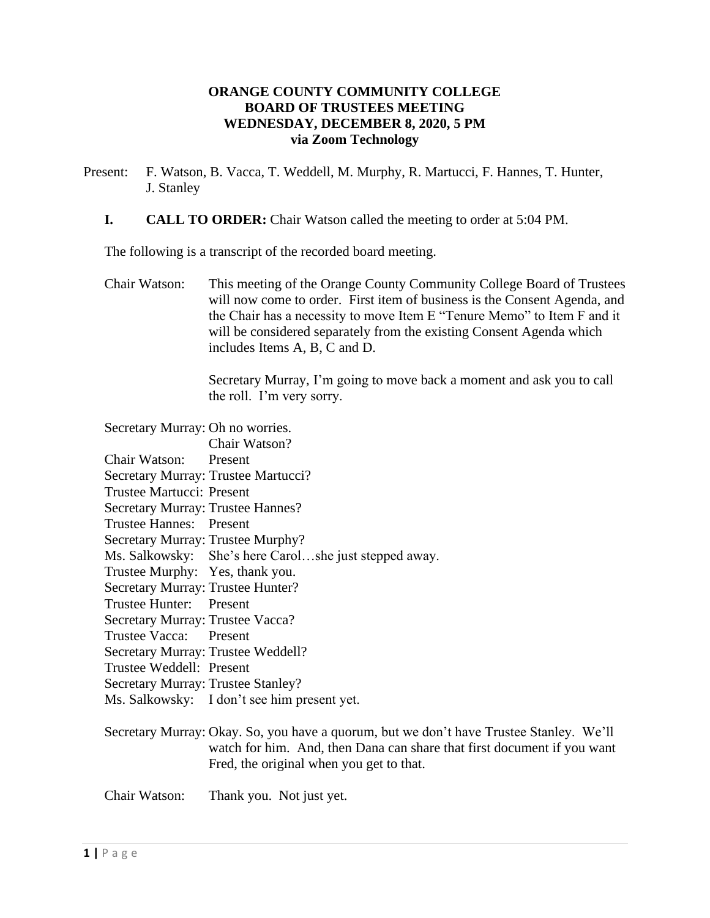**ORANGE COUNTY COMMUNITY COLLEGE**
**BOARD OF TRUSTEES MEETING**
**WEDNESDAY, DECEMBER 8, 2020, 5 PM**
**via Zoom Technology**

Present: F. Watson, B. Vacca, T. Weddell, M. Murphy, R. Martucci, F. Hannes, T. Hunter, J. Stanley

**I. CALL TO ORDER:** Chair Watson called the meeting to order at 5:04 PM.

The following is a transcript of the recorded board meeting.

Chair Watson: This meeting of the Orange County Community College Board of Trustees will now come to order. First item of business is the Consent Agenda, and the Chair has a necessity to move Item E "Tenure Memo" to Item F and it will be considered separately from the existing Consent Agenda which includes Items A, B, C and D.

Secretary Murray, I'm going to move back a moment and ask you to call the roll. I'm very sorry.

Secretary Murray: Oh no worries.
Chair Watson?
Chair Watson: Present
Secretary Murray: Trustee Martucci?
Trustee Martucci: Present
Secretary Murray: Trustee Hannes?
Trustee Hannes: Present
Secretary Murray: Trustee Murphy?
Ms. Salkowsky: She's here Carol…she just stepped away.
Trustee Murphy: Yes, thank you.
Secretary Murray: Trustee Hunter?
Trustee Hunter: Present
Secretary Murray: Trustee Vacca?
Trustee Vacca: Present
Secretary Murray: Trustee Weddell?
Trustee Weddell: Present
Secretary Murray: Trustee Stanley?
Ms. Salkowsky: I don't see him present yet.

Secretary Murray: Okay. So, you have a quorum, but we don't have Trustee Stanley. We'll watch for him. And, then Dana can share that first document if you want Fred, the original when you get to that.

Chair Watson: Thank you. Not just yet.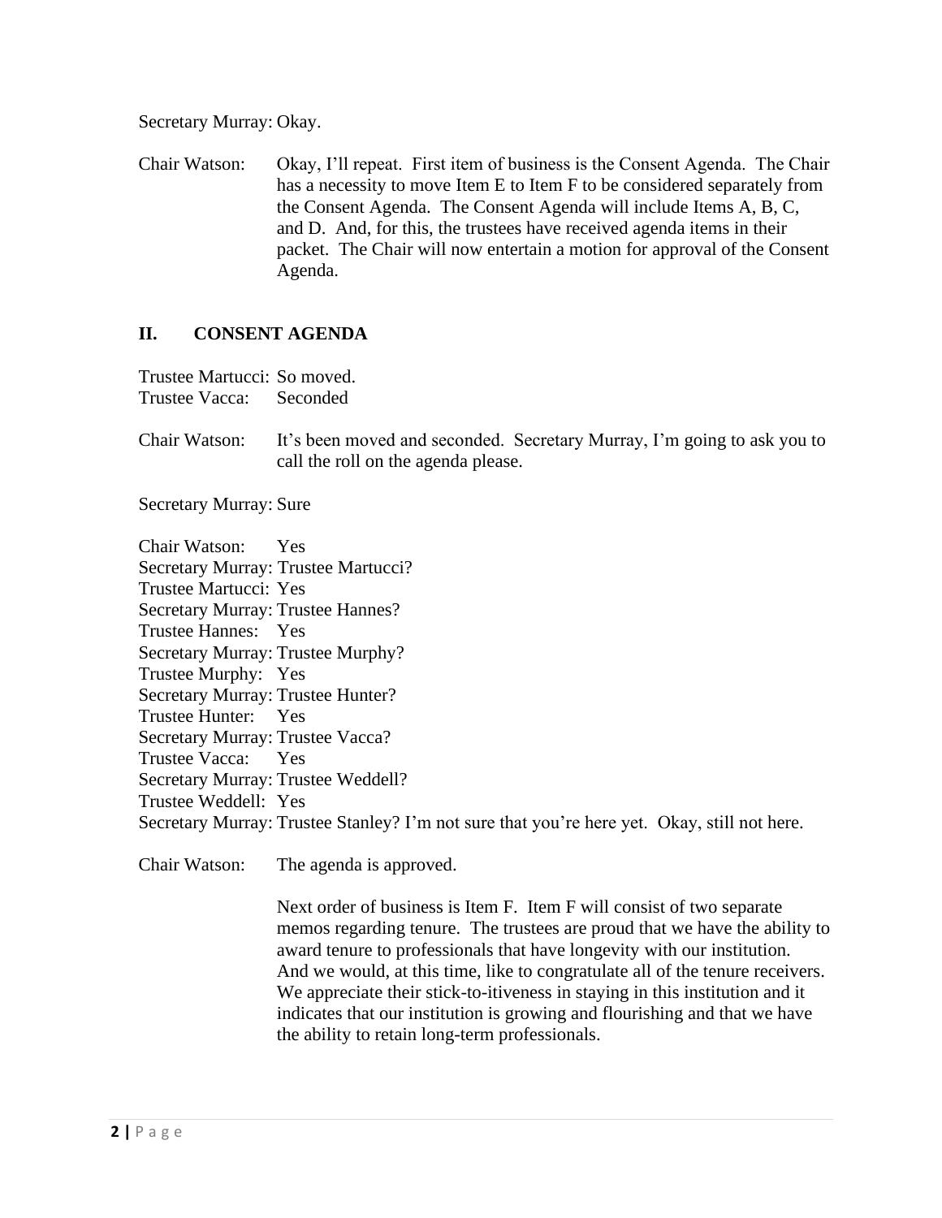Secretary Murray: Okay.

Chair Watson: Okay, I'll repeat. First item of business is the Consent Agenda. The Chair has a necessity to move Item E to Item F to be considered separately from the Consent Agenda. The Consent Agenda will include Items A, B, C, and D. And, for this, the trustees have received agenda items in their packet. The Chair will now entertain a motion for approval of the Consent Agenda.

## II. CONSENT AGENDA

Trustee Martucci: So moved.
Trustee Vacca: Seconded

Chair Watson: It's been moved and seconded. Secretary Murray, I'm going to ask you to call the roll on the agenda please.

Secretary Murray: Sure

Chair Watson: Yes
Secretary Murray: Trustee Martucci?
Trustee Martucci: Yes
Secretary Murray: Trustee Hannes?
Trustee Hannes: Yes
Secretary Murray: Trustee Murphy?
Trustee Murphy: Yes
Secretary Murray: Trustee Hunter?
Trustee Hunter: Yes
Secretary Murray: Trustee Vacca?
Trustee Vacca: Yes
Secretary Murray: Trustee Weddell?
Trustee Weddell: Yes
Secretary Murray: Trustee Stanley? I'm not sure that you're here yet. Okay, still not here.

Chair Watson: The agenda is approved.

Next order of business is Item F. Item F will consist of two separate memos regarding tenure. The trustees are proud that we have the ability to award tenure to professionals that have longevity with our institution. And we would, at this time, like to congratulate all of the tenure receivers. We appreciate their stick-to-itiveness in staying in this institution and it indicates that our institution is growing and flourishing and that we have the ability to retain long-term professionals.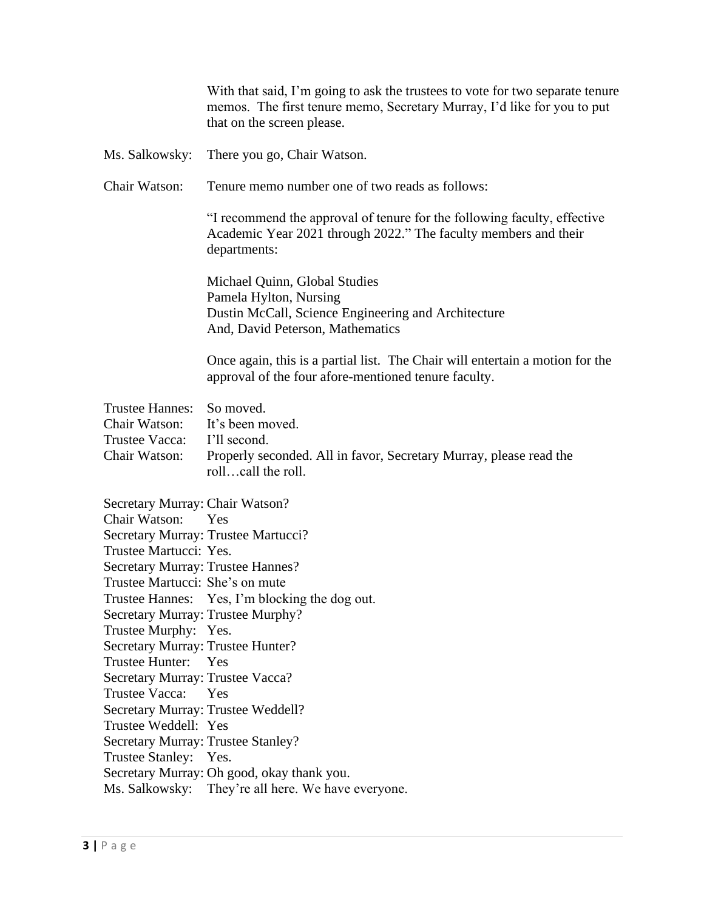With that said, I'm going to ask the trustees to vote for two separate tenure memos. The first tenure memo, Secretary Murray, I'd like for you to put that on the screen please.

Ms. Salkowsky: There you go, Chair Watson.

Chair Watson: Tenure memo number one of two reads as follows:

"I recommend the approval of tenure for the following faculty, effective Academic Year 2021 through 2022." The faculty members and their departments:

Michael Quinn, Global Studies
Pamela Hylton, Nursing
Dustin McCall, Science Engineering and Architecture
And, David Peterson, Mathematics

Once again, this is a partial list. The Chair will entertain a motion for the approval of the four afore-mentioned tenure faculty.

Trustee Hannes: So moved.
Chair Watson: It's been moved.
Trustee Vacca: I'll second.
Chair Watson: Properly seconded. All in favor, Secretary Murray, please read the roll…call the roll.

Secretary Murray: Chair Watson?
Chair Watson: Yes
Secretary Murray: Trustee Martucci?
Trustee Martucci: Yes.
Secretary Murray: Trustee Hannes?
Trustee Martucci: She's on mute
Trustee Hannes: Yes, I'm blocking the dog out.
Secretary Murray: Trustee Murphy?
Trustee Murphy: Yes.
Secretary Murray: Trustee Hunter?
Trustee Hunter: Yes
Secretary Murray: Trustee Vacca?
Trustee Vacca: Yes
Secretary Murray: Trustee Weddell?
Trustee Weddell: Yes
Secretary Murray: Trustee Stanley?
Trustee Stanley: Yes.
Secretary Murray: Oh good, okay thank you.
Ms. Salkowsky: They're all here. We have everyone.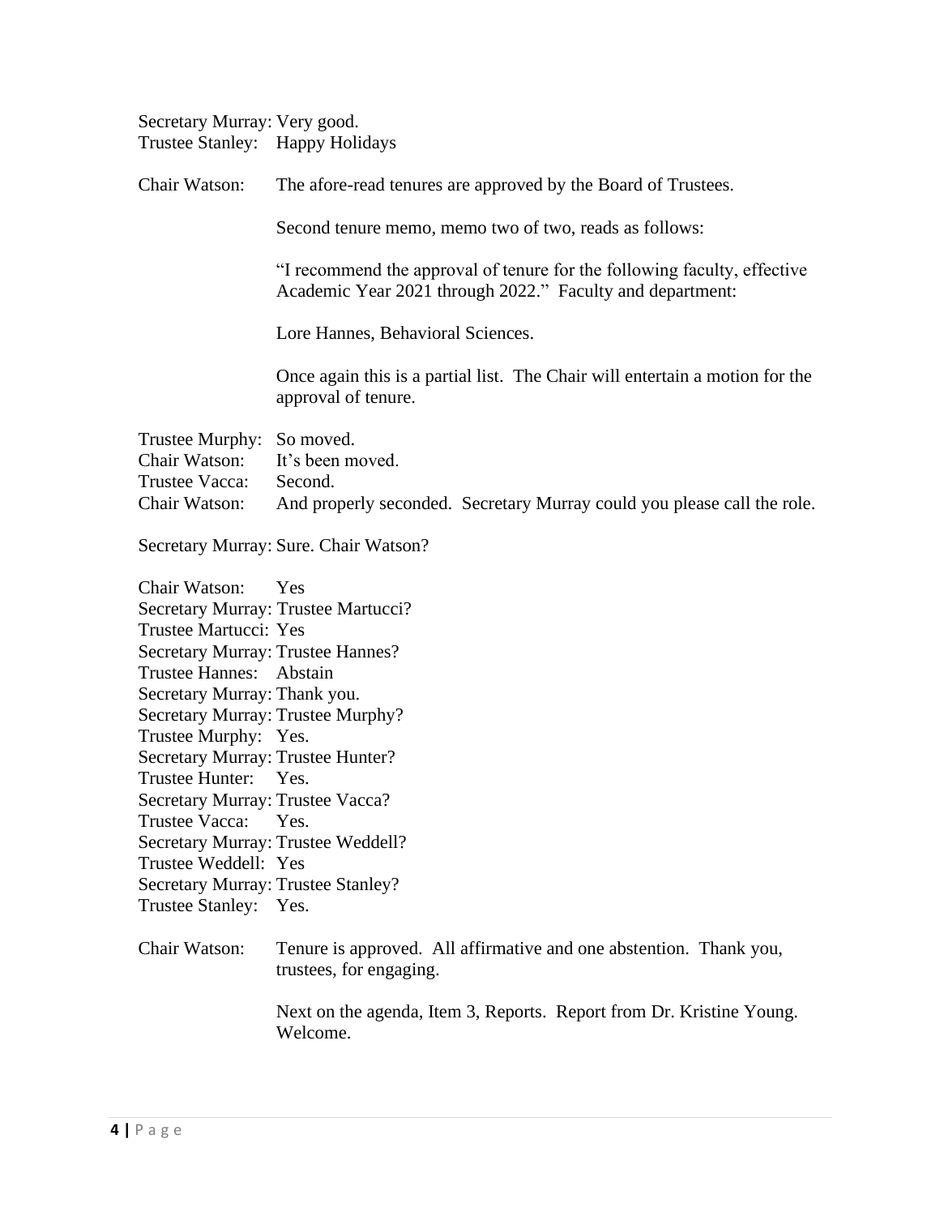Secretary Murray: Very good.
Trustee Stanley: Happy Holidays

Chair Watson: The afore-read tenures are approved by the Board of Trustees.

Second tenure memo, memo two of two, reads as follows:

"I recommend the approval of tenure for the following faculty, effective Academic Year 2021 through 2022." Faculty and department:

Lore Hannes, Behavioral Sciences.

Once again this is a partial list. The Chair will entertain a motion for the approval of tenure.

Trustee Murphy: So moved.
Chair Watson: It's been moved.
Trustee Vacca: Second.
Chair Watson: And properly seconded. Secretary Murray could you please call the role.

Secretary Murray: Sure. Chair Watson?

Chair Watson: Yes
Secretary Murray: Trustee Martucci?
Trustee Martucci: Yes
Secretary Murray: Trustee Hannes?
Trustee Hannes: Abstain
Secretary Murray: Thank you.
Secretary Murray: Trustee Murphy?
Trustee Murphy: Yes.
Secretary Murray: Trustee Hunter?
Trustee Hunter: Yes.
Secretary Murray: Trustee Vacca?
Trustee Vacca: Yes.
Secretary Murray: Trustee Weddell?
Trustee Weddell: Yes
Secretary Murray: Trustee Stanley?
Trustee Stanley: Yes.

Chair Watson: Tenure is approved. All affirmative and one abstention. Thank you, trustees, for engaging.

Next on the agenda, Item 3, Reports. Report from Dr. Kristine Young. Welcome.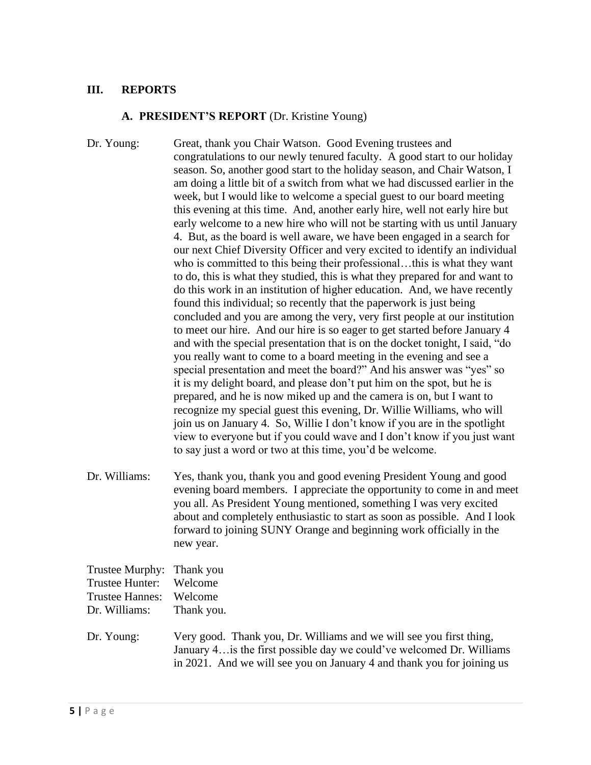## III. REPORTS

### A. PRESIDENT'S REPORT (Dr. Kristine Young)

Dr. Young: Great, thank you Chair Watson. Good Evening trustees and congratulations to our newly tenured faculty. A good start to our holiday season. So, another good start to the holiday season, and Chair Watson, I am doing a little bit of a switch from what we had discussed earlier in the week, but I would like to welcome a special guest to our board meeting this evening at this time. And, another early hire, well not early hire but early welcome to a new hire who will not be starting with us until January 4. But, as the board is well aware, we have been engaged in a search for our next Chief Diversity Officer and very excited to identify an individual who is committed to this being their professional…this is what they want to do, this is what they studied, this is what they prepared for and want to do this work in an institution of higher education. And, we have recently found this individual; so recently that the paperwork is just being concluded and you are among the very, very first people at our institution to meet our hire. And our hire is so eager to get started before January 4 and with the special presentation that is on the docket tonight, I said, "do you really want to come to a board meeting in the evening and see a special presentation and meet the board?" And his answer was "yes" so it is my delight board, and please don't put him on the spot, but he is prepared, and he is now miked up and the camera is on, but I want to recognize my special guest this evening, Dr. Willie Williams, who will join us on January 4. So, Willie I don't know if you are in the spotlight view to everyone but if you could wave and I don't know if you just want to say just a word or two at this time, you'd be welcome.

Dr. Williams: Yes, thank you, thank you and good evening President Young and good evening board members. I appreciate the opportunity to come in and meet you all. As President Young mentioned, something I was very excited about and completely enthusiastic to start as soon as possible. And I look forward to joining SUNY Orange and beginning work officially in the new year.

Trustee Murphy: Thank you
Trustee Hunter: Welcome
Trustee Hannes: Welcome
Dr. Williams: Thank you.

Dr. Young: Very good. Thank you, Dr. Williams and we will see you first thing, January 4…is the first possible day we could've welcomed Dr. Williams in 2021. And we will see you on January 4 and thank you for joining us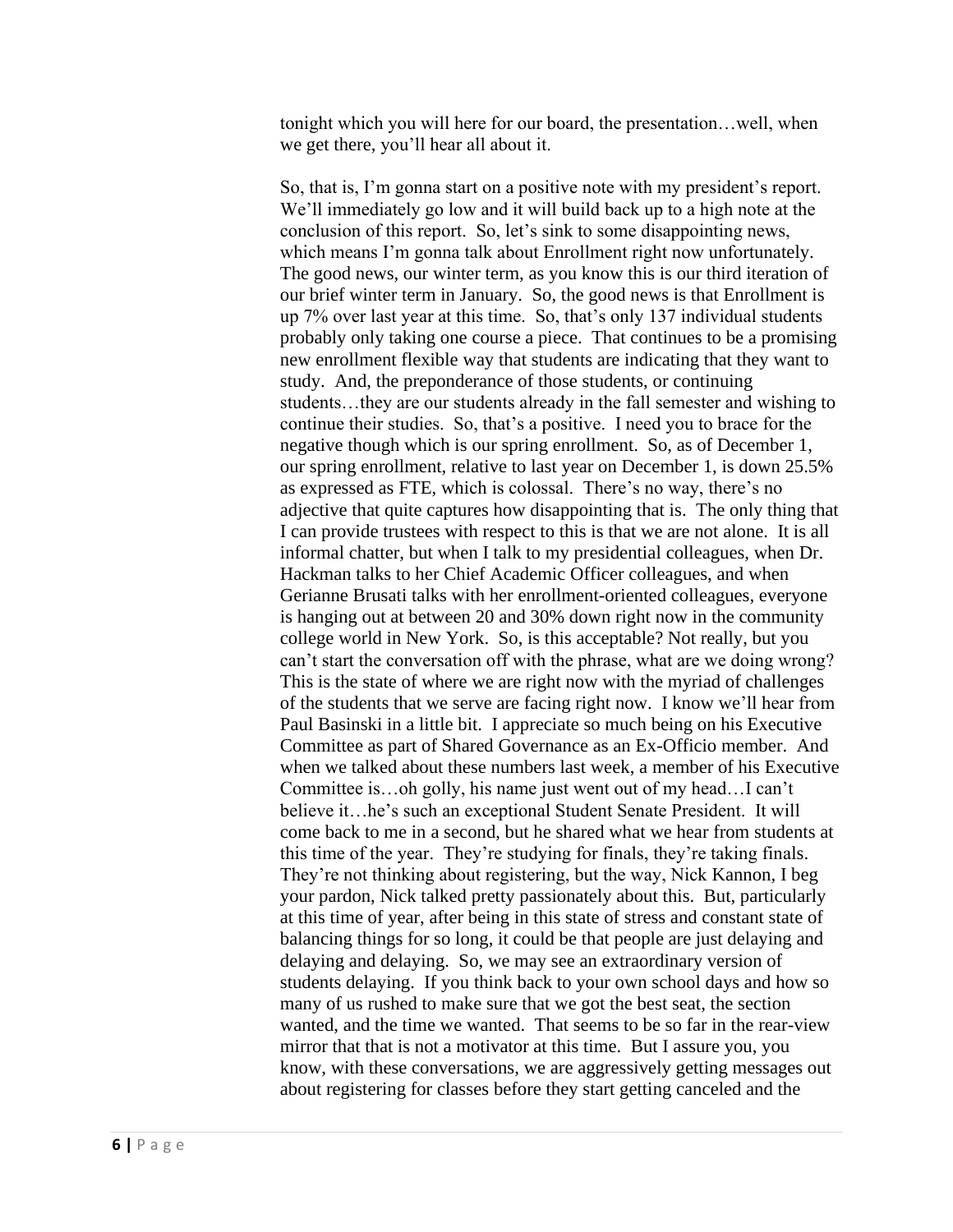tonight which you will here for our board, the presentation…well, when we get there, you'll hear all about it.

So, that is, I'm gonna start on a positive note with my president's report. We'll immediately go low and it will build back up to a high note at the conclusion of this report. So, let's sink to some disappointing news, which means I'm gonna talk about Enrollment right now unfortunately. The good news, our winter term, as you know this is our third iteration of our brief winter term in January. So, the good news is that Enrollment is up 7% over last year at this time. So, that's only 137 individual students probably only taking one course a piece. That continues to be a promising new enrollment flexible way that students are indicating that they want to study. And, the preponderance of those students, or continuing students…they are our students already in the fall semester and wishing to continue their studies. So, that's a positive. I need you to brace for the negative though which is our spring enrollment. So, as of December 1, our spring enrollment, relative to last year on December 1, is down 25.5% as expressed as FTE, which is colossal. There's no way, there's no adjective that quite captures how disappointing that is. The only thing that I can provide trustees with respect to this is that we are not alone. It is all informal chatter, but when I talk to my presidential colleagues, when Dr. Hackman talks to her Chief Academic Officer colleagues, and when Gerianne Brusati talks with her enrollment-oriented colleagues, everyone is hanging out at between 20 and 30% down right now in the community college world in New York. So, is this acceptable? Not really, but you can't start the conversation off with the phrase, what are we doing wrong? This is the state of where we are right now with the myriad of challenges of the students that we serve are facing right now. I know we'll hear from Paul Basinski in a little bit. I appreciate so much being on his Executive Committee as part of Shared Governance as an Ex-Officio member. And when we talked about these numbers last week, a member of his Executive Committee is…oh golly, his name just went out of my head…I can't believe it…he's such an exceptional Student Senate President. It will come back to me in a second, but he shared what we hear from students at this time of the year. They're studying for finals, they're taking finals. They're not thinking about registering, but the way, Nick Kannon, I beg your pardon, Nick talked pretty passionately about this. But, particularly at this time of year, after being in this state of stress and constant state of balancing things for so long, it could be that people are just delaying and delaying and delaying. So, we may see an extraordinary version of students delaying. If you think back to your own school days and how so many of us rushed to make sure that we got the best seat, the section wanted, and the time we wanted. That seems to be so far in the rear-view mirror that that is not a motivator at this time. But I assure you, you know, with these conversations, we are aggressively getting messages out about registering for classes before they start getting canceled and the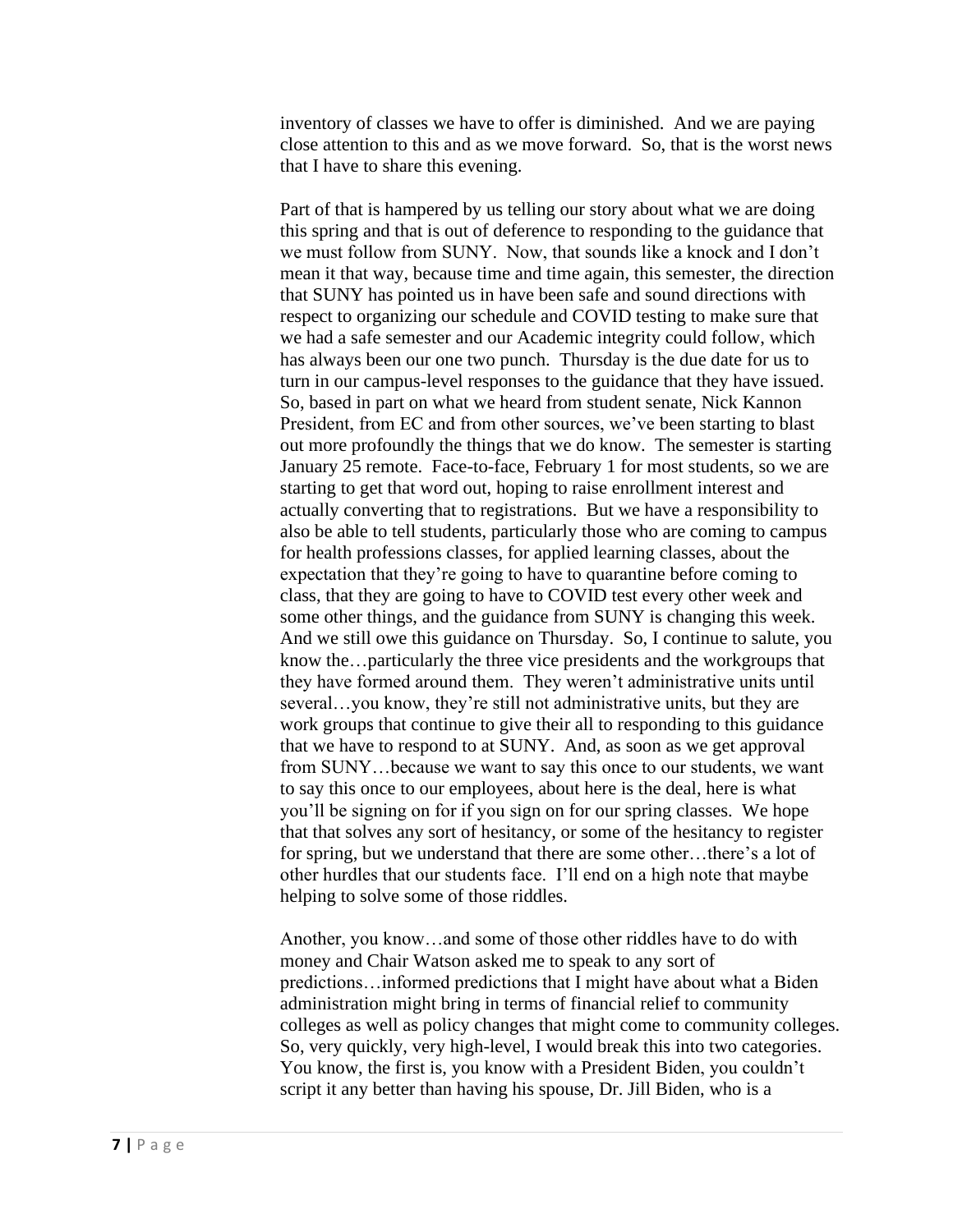inventory of classes we have to offer is diminished. And we are paying close attention to this and as we move forward. So, that is the worst news that I have to share this evening.

Part of that is hampered by us telling our story about what we are doing this spring and that is out of deference to responding to the guidance that we must follow from SUNY. Now, that sounds like a knock and I don't mean it that way, because time and time again, this semester, the direction that SUNY has pointed us in have been safe and sound directions with respect to organizing our schedule and COVID testing to make sure that we had a safe semester and our Academic integrity could follow, which has always been our one two punch. Thursday is the due date for us to turn in our campus-level responses to the guidance that they have issued. So, based in part on what we heard from student senate, Nick Kannon President, from EC and from other sources, we've been starting to blast out more profoundly the things that we do know. The semester is starting January 25 remote. Face-to-face, February 1 for most students, so we are starting to get that word out, hoping to raise enrollment interest and actually converting that to registrations. But we have a responsibility to also be able to tell students, particularly those who are coming to campus for health professions classes, for applied learning classes, about the expectation that they're going to have to quarantine before coming to class, that they are going to have to COVID test every other week and some other things, and the guidance from SUNY is changing this week. And we still owe this guidance on Thursday. So, I continue to salute, you know the…particularly the three vice presidents and the workgroups that they have formed around them. They weren't administrative units until several…you know, they're still not administrative units, but they are work groups that continue to give their all to responding to this guidance that we have to respond to at SUNY. And, as soon as we get approval from SUNY…because we want to say this once to our students, we want to say this once to our employees, about here is the deal, here is what you'll be signing on for if you sign on for our spring classes. We hope that that solves any sort of hesitancy, or some of the hesitancy to register for spring, but we understand that there are some other…there's a lot of other hurdles that our students face. I'll end on a high note that maybe helping to solve some of those riddles.

Another, you know…and some of those other riddles have to do with money and Chair Watson asked me to speak to any sort of predictions…informed predictions that I might have about what a Biden administration might bring in terms of financial relief to community colleges as well as policy changes that might come to community colleges. So, very quickly, very high-level, I would break this into two categories. You know, the first is, you know with a President Biden, you couldn't script it any better than having his spouse, Dr. Jill Biden, who is a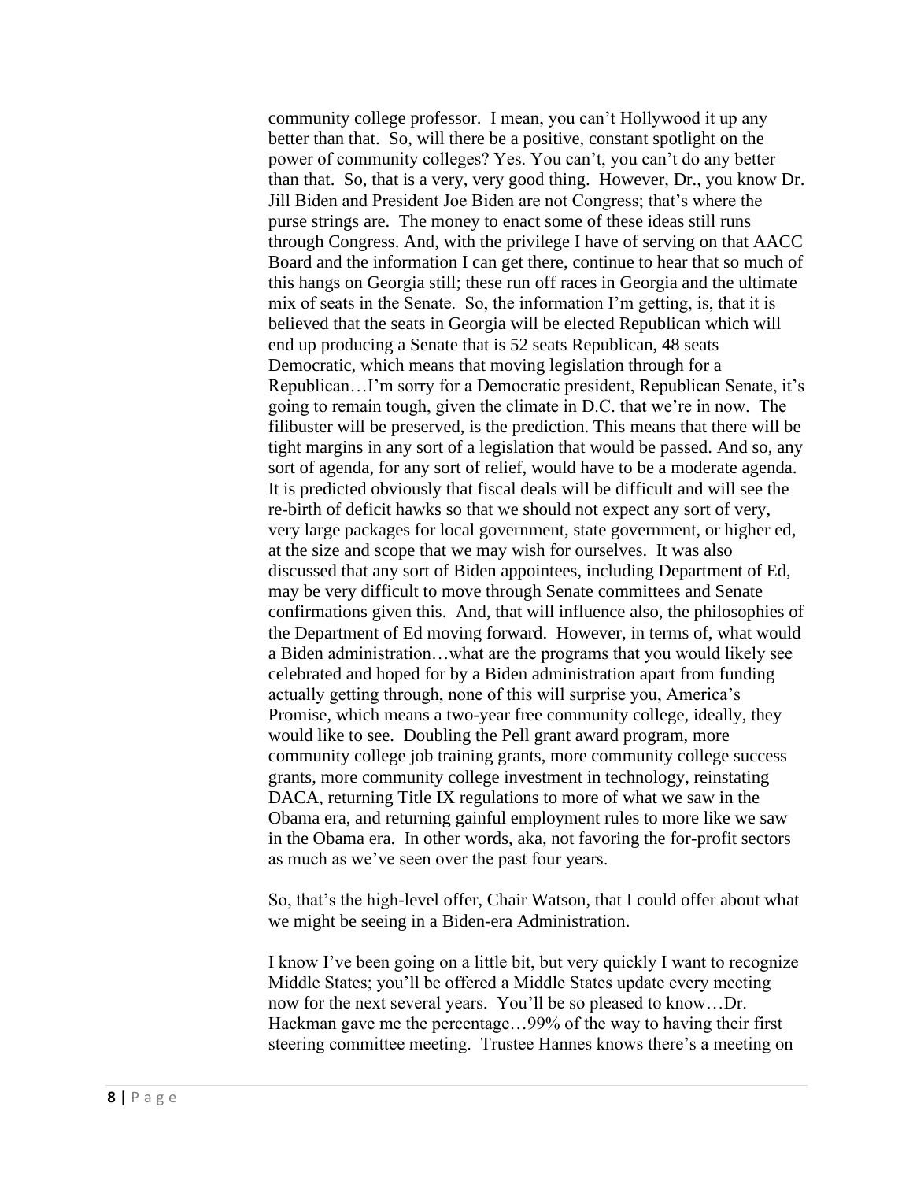community college professor. I mean, you can't Hollywood it up any better than that. So, will there be a positive, constant spotlight on the power of community colleges? Yes. You can't, you can't do any better than that. So, that is a very, very good thing. However, Dr., you know Dr. Jill Biden and President Joe Biden are not Congress; that's where the purse strings are. The money to enact some of these ideas still runs through Congress. And, with the privilege I have of serving on that AACC Board and the information I can get there, continue to hear that so much of this hangs on Georgia still; these run off races in Georgia and the ultimate mix of seats in the Senate. So, the information I'm getting, is, that it is believed that the seats in Georgia will be elected Republican which will end up producing a Senate that is 52 seats Republican, 48 seats Democratic, which means that moving legislation through for a Republican…I'm sorry for a Democratic president, Republican Senate, it's going to remain tough, given the climate in D.C. that we're in now. The filibuster will be preserved, is the prediction. This means that there will be tight margins in any sort of a legislation that would be passed. And so, any sort of agenda, for any sort of relief, would have to be a moderate agenda. It is predicted obviously that fiscal deals will be difficult and will see the re-birth of deficit hawks so that we should not expect any sort of very, very large packages for local government, state government, or higher ed, at the size and scope that we may wish for ourselves. It was also discussed that any sort of Biden appointees, including Department of Ed, may be very difficult to move through Senate committees and Senate confirmations given this. And, that will influence also, the philosophies of the Department of Ed moving forward. However, in terms of, what would a Biden administration…what are the programs that you would likely see celebrated and hoped for by a Biden administration apart from funding actually getting through, none of this will surprise you, America's Promise, which means a two-year free community college, ideally, they would like to see. Doubling the Pell grant award program, more community college job training grants, more community college success grants, more community college investment in technology, reinstating DACA, returning Title IX regulations to more of what we saw in the Obama era, and returning gainful employment rules to more like we saw in the Obama era. In other words, aka, not favoring the for-profit sectors as much as we've seen over the past four years.

So, that's the high-level offer, Chair Watson, that I could offer about what we might be seeing in a Biden-era Administration.

I know I've been going on a little bit, but very quickly I want to recognize Middle States; you'll be offered a Middle States update every meeting now for the next several years. You'll be so pleased to know…Dr. Hackman gave me the percentage…99% of the way to having their first steering committee meeting. Trustee Hannes knows there's a meeting on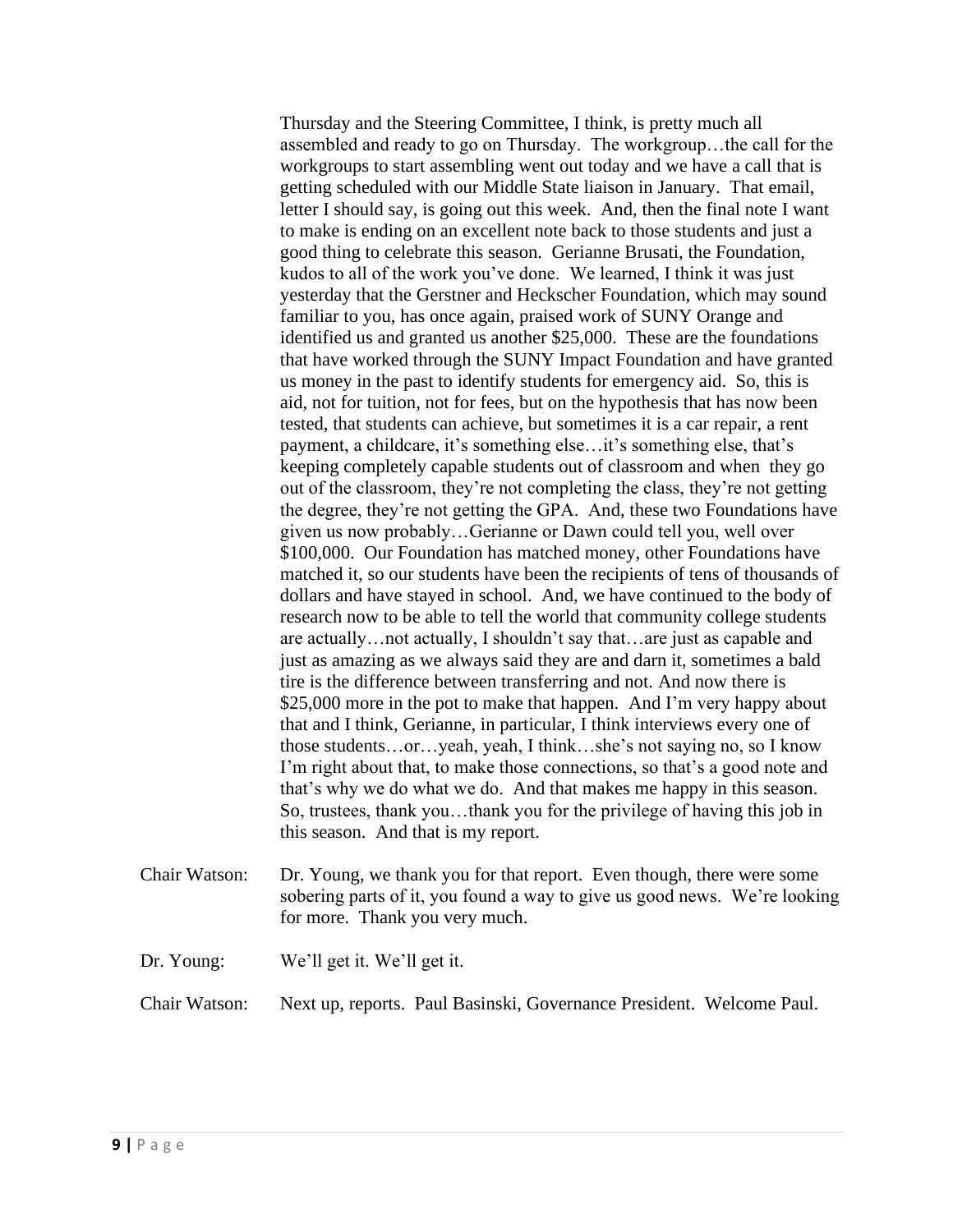Thursday and the Steering Committee, I think, is pretty much all assembled and ready to go on Thursday. The workgroup…the call for the workgroups to start assembling went out today and we have a call that is getting scheduled with our Middle State liaison in January. That email, letter I should say, is going out this week. And, then the final note I want to make is ending on an excellent note back to those students and just a good thing to celebrate this season. Gerianne Brusati, the Foundation, kudos to all of the work you've done. We learned, I think it was just yesterday that the Gerstner and Heckscher Foundation, which may sound familiar to you, has once again, praised work of SUNY Orange and identified us and granted us another $25,000. These are the foundations that have worked through the SUNY Impact Foundation and have granted us money in the past to identify students for emergency aid. So, this is aid, not for tuition, not for fees, but on the hypothesis that has now been tested, that students can achieve, but sometimes it is a car repair, a rent payment, a childcare, it's something else…it's something else, that's keeping completely capable students out of classroom and when they go out of the classroom, they're not completing the class, they're not getting the degree, they're not getting the GPA. And, these two Foundations have given us now probably…Gerianne or Dawn could tell you, well over $100,000. Our Foundation has matched money, other Foundations have matched it, so our students have been the recipients of tens of thousands of dollars and have stayed in school. And, we have continued to the body of research now to be able to tell the world that community college students are actually…not actually, I shouldn't say that…are just as capable and just as amazing as we always said they are and darn it, sometimes a bald tire is the difference between transferring and not. And now there is $25,000 more in the pot to make that happen. And I'm very happy about that and I think, Gerianne, in particular, I think interviews every one of those students…or…yeah, yeah, I think…she's not saying no, so I know I'm right about that, to make those connections, so that's a good note and that's why we do what we do. And that makes me happy in this season. So, trustees, thank you…thank you for the privilege of having this job in this season. And that is my report.

Chair Watson: Dr. Young, we thank you for that report. Even though, there were some sobering parts of it, you found a way to give us good news. We're looking for more. Thank you very much.

Dr. Young: We'll get it. We'll get it.

Chair Watson: Next up, reports. Paul Basinski, Governance President. Welcome Paul.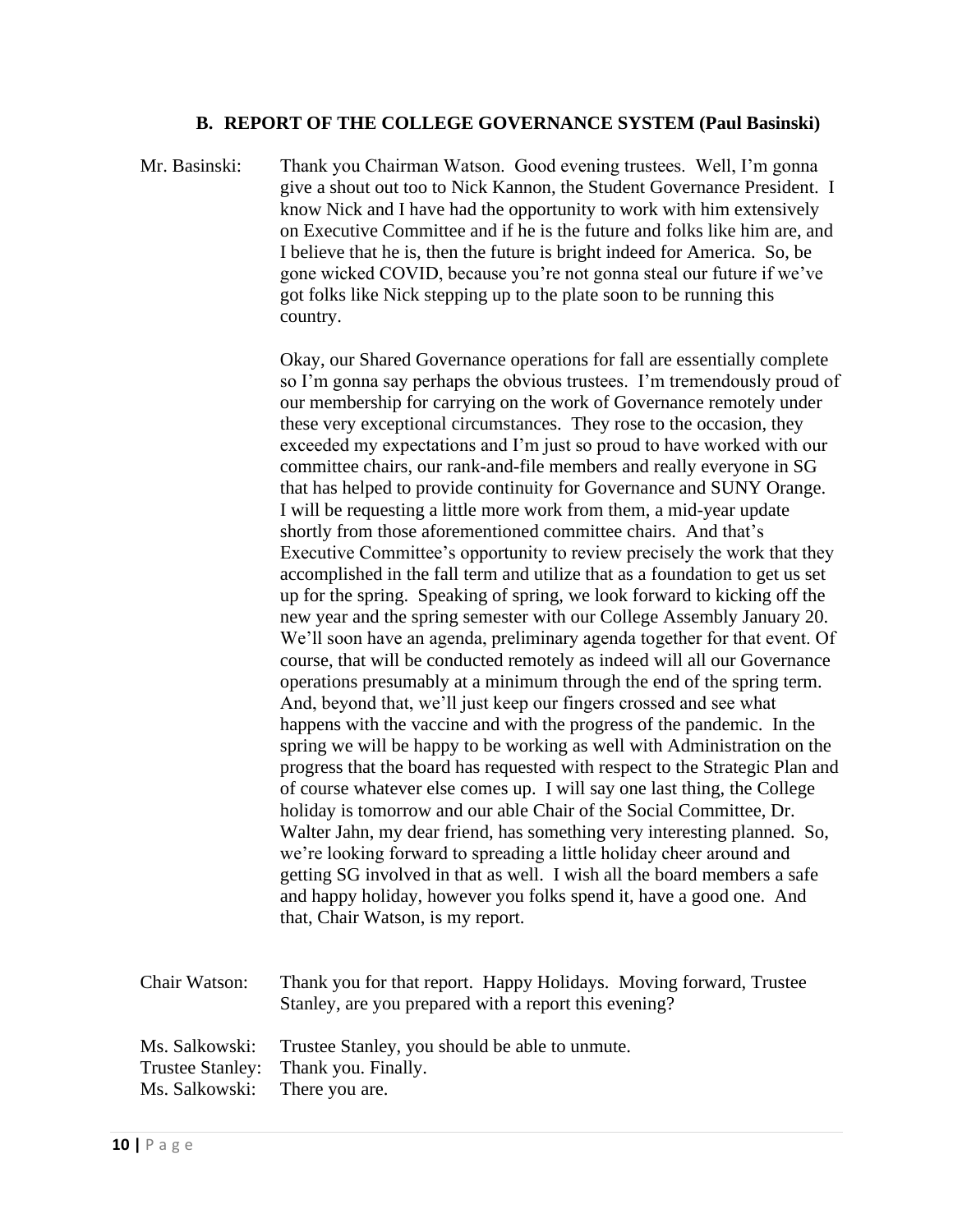### B. REPORT OF THE COLLEGE GOVERNANCE SYSTEM (Paul Basinski)

Mr. Basinski: Thank you Chairman Watson. Good evening trustees. Well, I'm gonna give a shout out too to Nick Kannon, the Student Governance President. I know Nick and I have had the opportunity to work with him extensively on Executive Committee and if he is the future and folks like him are, and I believe that he is, then the future is bright indeed for America. So, be gone wicked COVID, because you're not gonna steal our future if we've got folks like Nick stepping up to the plate soon to be running this country.

Okay, our Shared Governance operations for fall are essentially complete so I'm gonna say perhaps the obvious trustees. I'm tremendously proud of our membership for carrying on the work of Governance remotely under these very exceptional circumstances. They rose to the occasion, they exceeded my expectations and I'm just so proud to have worked with our committee chairs, our rank-and-file members and really everyone in SG that has helped to provide continuity for Governance and SUNY Orange. I will be requesting a little more work from them, a mid-year update shortly from those aforementioned committee chairs. And that's Executive Committee's opportunity to review precisely the work that they accomplished in the fall term and utilize that as a foundation to get us set up for the spring. Speaking of spring, we look forward to kicking off the new year and the spring semester with our College Assembly January 20. We'll soon have an agenda, preliminary agenda together for that event. Of course, that will be conducted remotely as indeed will all our Governance operations presumably at a minimum through the end of the spring term. And, beyond that, we'll just keep our fingers crossed and see what happens with the vaccine and with the progress of the pandemic. In the spring we will be happy to be working as well with Administration on the progress that the board has requested with respect to the Strategic Plan and of course whatever else comes up. I will say one last thing, the College holiday is tomorrow and our able Chair of the Social Committee, Dr. Walter Jahn, my dear friend, has something very interesting planned. So, we're looking forward to spreading a little holiday cheer around and getting SG involved in that as well. I wish all the board members a safe and happy holiday, however you folks spend it, have a good one. And that, Chair Watson, is my report.

Chair Watson: Thank you for that report. Happy Holidays. Moving forward, Trustee Stanley, are you prepared with a report this evening?

Ms. Salkowski: Trustee Stanley, you should be able to unmute.

Trustee Stanley: Thank you. Finally.

Ms. Salkowski: There you are.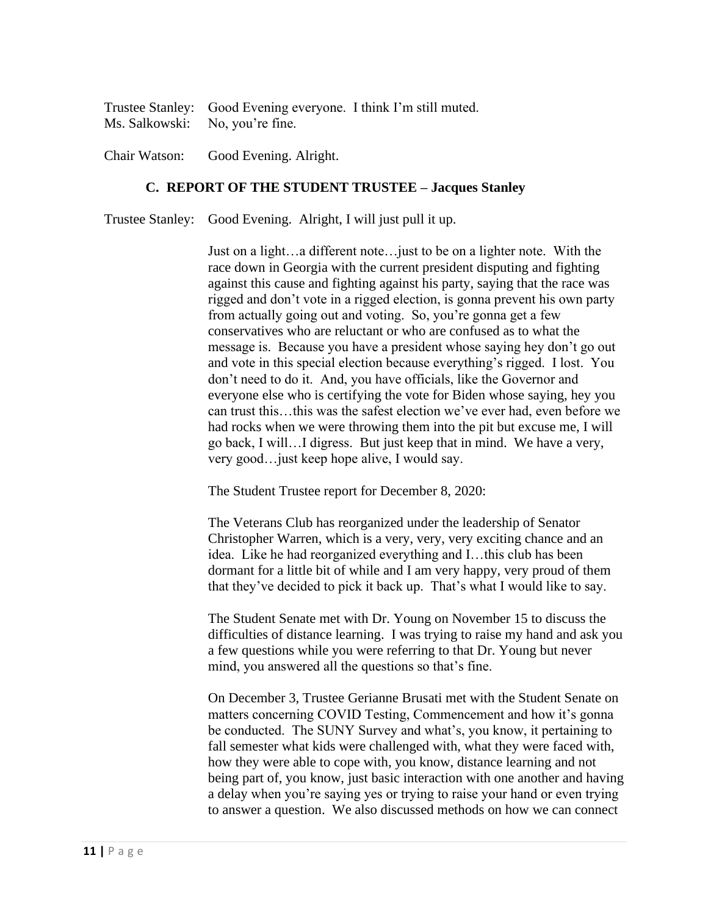Trustee Stanley: Good Evening everyone. I think I'm still muted.
Ms. Salkowski: No, you're fine.

Chair Watson: Good Evening. Alright.

### C. REPORT OF THE STUDENT TRUSTEE – Jacques Stanley

Trustee Stanley: Good Evening. Alright, I will just pull it up.

Just on a light…a different note…just to be on a lighter note. With the race down in Georgia with the current president disputing and fighting against this cause and fighting against his party, saying that the race was rigged and don't vote in a rigged election, is gonna prevent his own party from actually going out and voting. So, you're gonna get a few conservatives who are reluctant or who are confused as to what the message is. Because you have a president whose saying hey don't go out and vote in this special election because everything's rigged. I lost. You don't need to do it. And, you have officials, like the Governor and everyone else who is certifying the vote for Biden whose saying, hey you can trust this…this was the safest election we've ever had, even before we had rocks when we were throwing them into the pit but excuse me, I will go back, I will…I digress. But just keep that in mind. We have a very, very good…just keep hope alive, I would say.

The Student Trustee report for December 8, 2020:

The Veterans Club has reorganized under the leadership of Senator Christopher Warren, which is a very, very, very exciting chance and an idea. Like he had reorganized everything and I…this club has been dormant for a little bit of while and I am very happy, very proud of them that they've decided to pick it back up. That's what I would like to say.

The Student Senate met with Dr. Young on November 15 to discuss the difficulties of distance learning. I was trying to raise my hand and ask you a few questions while you were referring to that Dr. Young but never mind, you answered all the questions so that's fine.

On December 3, Trustee Gerianne Brusati met with the Student Senate on matters concerning COVID Testing, Commencement and how it's gonna be conducted. The SUNY Survey and what's, you know, it pertaining to fall semester what kids were challenged with, what they were faced with, how they were able to cope with, you know, distance learning and not being part of, you know, just basic interaction with one another and having a delay when you're saying yes or trying to raise your hand or even trying to answer a question. We also discussed methods on how we can connect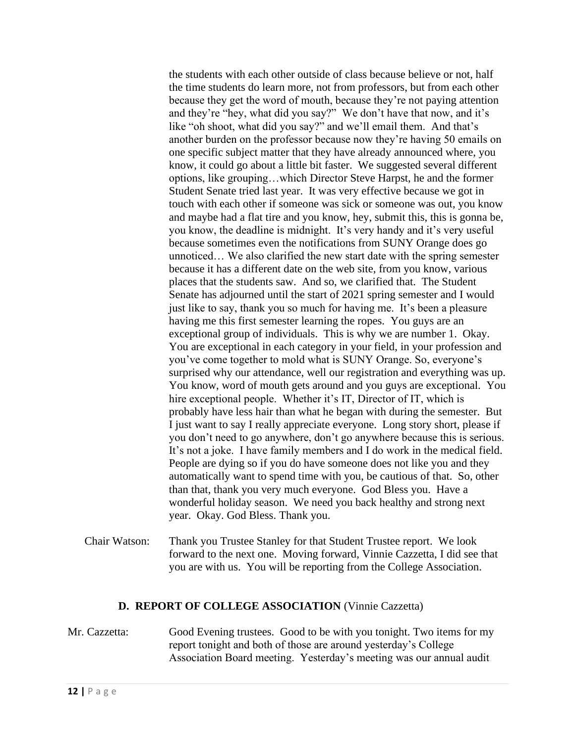the students with each other outside of class because believe or not, half the time students do learn more, not from professors, but from each other because they get the word of mouth, because they're not paying attention and they're "hey, what did you say?" We don't have that now, and it's like "oh shoot, what did you say?" and we'll email them. And that's another burden on the professor because now they're having 50 emails on one specific subject matter that they have already announced where, you know, it could go about a little bit faster. We suggested several different options, like grouping…which Director Steve Harpst, he and the former Student Senate tried last year. It was very effective because we got in touch with each other if someone was sick or someone was out, you know and maybe had a flat tire and you know, hey, submit this, this is gonna be, you know, the deadline is midnight. It's very handy and it's very useful because sometimes even the notifications from SUNY Orange does go unnoticed… We also clarified the new start date with the spring semester because it has a different date on the web site, from you know, various places that the students saw. And so, we clarified that. The Student Senate has adjourned until the start of 2021 spring semester and I would just like to say, thank you so much for having me. It's been a pleasure having me this first semester learning the ropes. You guys are an exceptional group of individuals. This is why we are number 1. Okay. You are exceptional in each category in your field, in your profession and you've come together to mold what is SUNY Orange. So, everyone's surprised why our attendance, well our registration and everything was up. You know, word of mouth gets around and you guys are exceptional. You hire exceptional people. Whether it's IT, Director of IT, which is probably have less hair than what he began with during the semester. But I just want to say I really appreciate everyone. Long story short, please if you don't need to go anywhere, don't go anywhere because this is serious. It's not a joke. I have family members and I do work in the medical field. People are dying so if you do have someone does not like you and they automatically want to spend time with you, be cautious of that. So, other than that, thank you very much everyone. God Bless you. Have a wonderful holiday season. We need you back healthy and strong next year. Okay. God Bless. Thank you.

Chair Watson: Thank you Trustee Stanley for that Student Trustee report. We look forward to the next one. Moving forward, Vinnie Cazzetta, I did see that you are with us. You will be reporting from the College Association.

## D. REPORT OF COLLEGE ASSOCIATION (Vinnie Cazzetta)

Mr. Cazzetta: Good Evening trustees. Good to be with you tonight. Two items for my report tonight and both of those are around yesterday's College Association Board meeting. Yesterday's meeting was our annual audit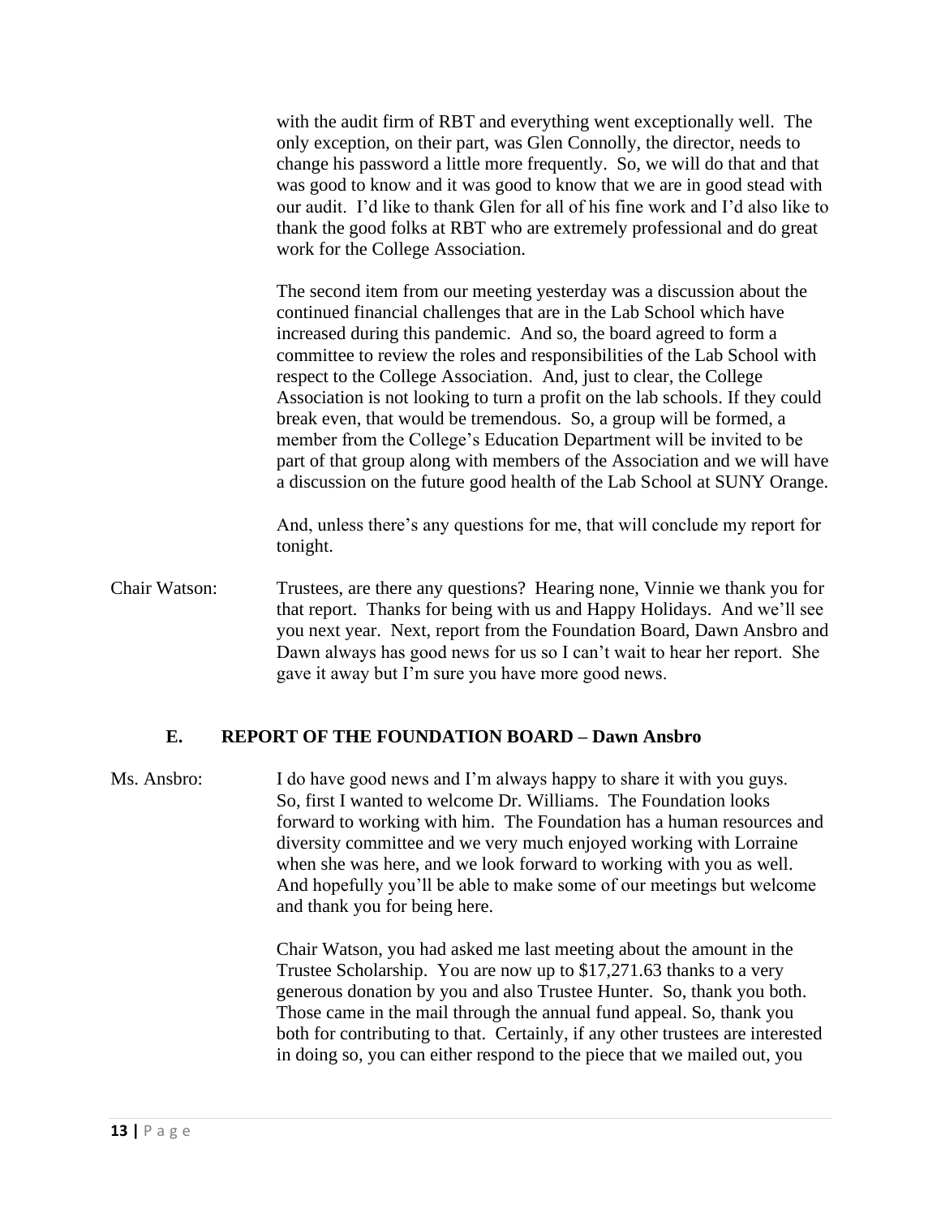with the audit firm of RBT and everything went exceptionally well. The only exception, on their part, was Glen Connolly, the director, needs to change his password a little more frequently. So, we will do that and that was good to know and it was good to know that we are in good stead with our audit. I'd like to thank Glen for all of his fine work and I'd also like to thank the good folks at RBT who are extremely professional and do great work for the College Association.

The second item from our meeting yesterday was a discussion about the continued financial challenges that are in the Lab School which have increased during this pandemic. And so, the board agreed to form a committee to review the roles and responsibilities of the Lab School with respect to the College Association. And, just to clear, the College Association is not looking to turn a profit on the lab schools. If they could break even, that would be tremendous. So, a group will be formed, a member from the College's Education Department will be invited to be part of that group along with members of the Association and we will have a discussion on the future good health of the Lab School at SUNY Orange.

And, unless there's any questions for me, that will conclude my report for tonight.

Chair Watson: Trustees, are there any questions? Hearing none, Vinnie we thank you for that report. Thanks for being with us and Happy Holidays. And we'll see you next year. Next, report from the Foundation Board, Dawn Ansbro and Dawn always has good news for us so I can't wait to hear her report. She gave it away but I'm sure you have more good news.

### E. REPORT OF THE FOUNDATION BOARD – Dawn Ansbro

Ms. Ansbro: I do have good news and I'm always happy to share it with you guys. So, first I wanted to welcome Dr. Williams. The Foundation looks forward to working with him. The Foundation has a human resources and diversity committee and we very much enjoyed working with Lorraine when she was here, and we look forward to working with you as well. And hopefully you'll be able to make some of our meetings but welcome and thank you for being here.

Chair Watson, you had asked me last meeting about the amount in the Trustee Scholarship. You are now up to $17,271.63 thanks to a very generous donation by you and also Trustee Hunter. So, thank you both. Those came in the mail through the annual fund appeal. So, thank you both for contributing to that. Certainly, if any other trustees are interested in doing so, you can either respond to the piece that we mailed out, you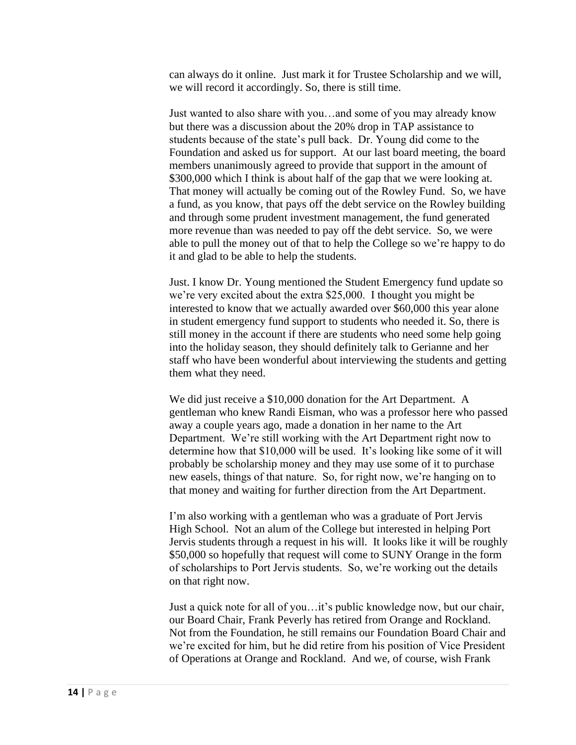can always do it online. Just mark it for Trustee Scholarship and we will, we will record it accordingly. So, there is still time.

Just wanted to also share with you…and some of you may already know but there was a discussion about the 20% drop in TAP assistance to students because of the state's pull back. Dr. Young did come to the Foundation and asked us for support. At our last board meeting, the board members unanimously agreed to provide that support in the amount of $300,000 which I think is about half of the gap that we were looking at. That money will actually be coming out of the Rowley Fund. So, we have a fund, as you know, that pays off the debt service on the Rowley building and through some prudent investment management, the fund generated more revenue than was needed to pay off the debt service. So, we were able to pull the money out of that to help the College so we're happy to do it and glad to be able to help the students.

Just. I know Dr. Young mentioned the Student Emergency fund update so we're very excited about the extra $25,000. I thought you might be interested to know that we actually awarded over $60,000 this year alone in student emergency fund support to students who needed it. So, there is still money in the account if there are students who need some help going into the holiday season, they should definitely talk to Gerianne and her staff who have been wonderful about interviewing the students and getting them what they need.

We did just receive a $10,000 donation for the Art Department. A gentleman who knew Randi Eisman, who was a professor here who passed away a couple years ago, made a donation in her name to the Art Department. We're still working with the Art Department right now to determine how that $10,000 will be used. It's looking like some of it will probably be scholarship money and they may use some of it to purchase new easels, things of that nature. So, for right now, we're hanging on to that money and waiting for further direction from the Art Department.

I'm also working with a gentleman who was a graduate of Port Jervis High School. Not an alum of the College but interested in helping Port Jervis students through a request in his will. It looks like it will be roughly $50,000 so hopefully that request will come to SUNY Orange in the form of scholarships to Port Jervis students. So, we're working out the details on that right now.

Just a quick note for all of you…it's public knowledge now, but our chair, our Board Chair, Frank Peverly has retired from Orange and Rockland. Not from the Foundation, he still remains our Foundation Board Chair and we're excited for him, but he did retire from his position of Vice President of Operations at Orange and Rockland. And we, of course, wish Frank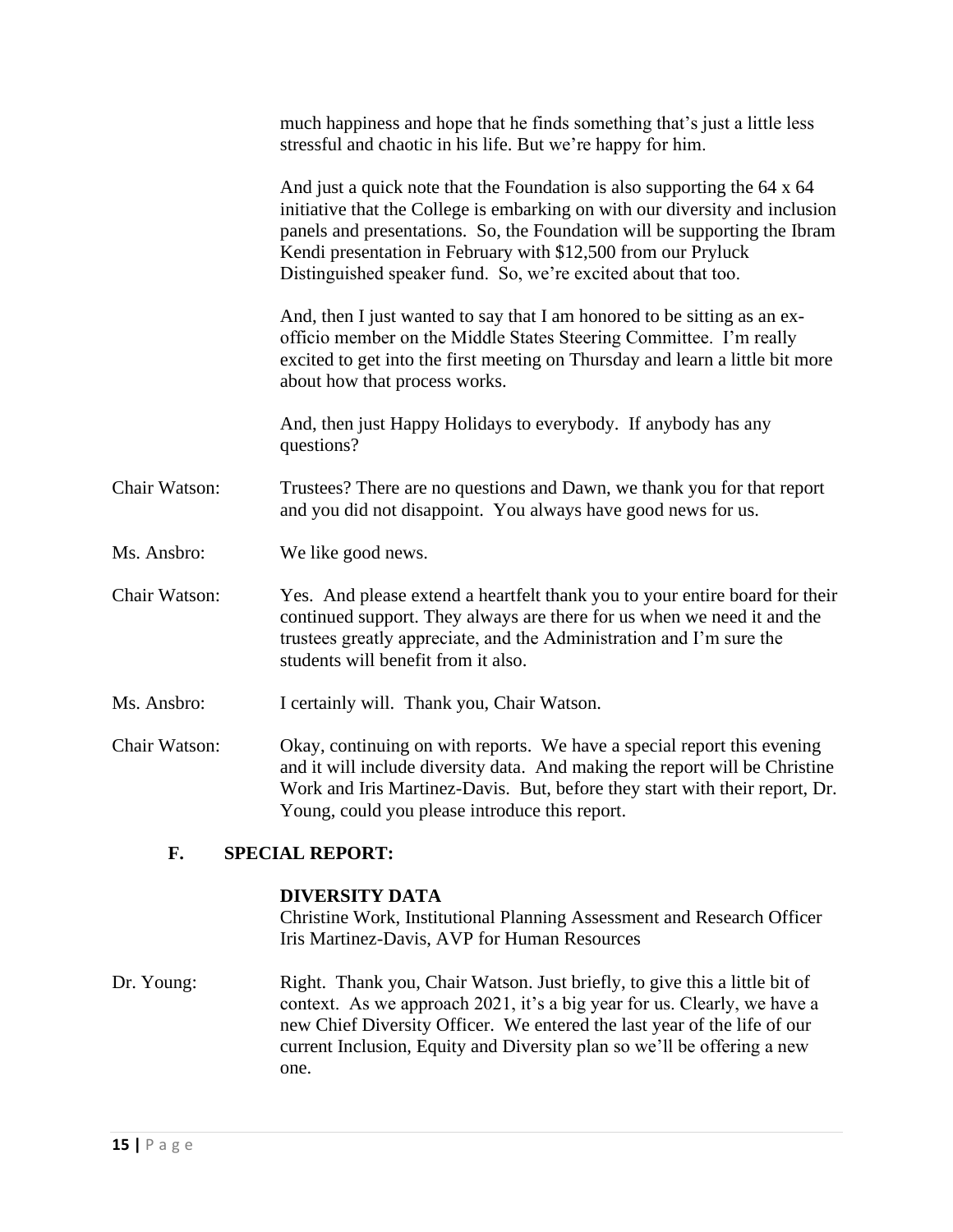much happiness and hope that he finds something that's just a little less stressful and chaotic in his life. But we're happy for him.

And just a quick note that the Foundation is also supporting the 64 x 64 initiative that the College is embarking on with our diversity and inclusion panels and presentations. So, the Foundation will be supporting the Ibram Kendi presentation in February with $12,500 from our Pryluck Distinguished speaker fund. So, we're excited about that too.

And, then I just wanted to say that I am honored to be sitting as an ex-officio member on the Middle States Steering Committee. I'm really excited to get into the first meeting on Thursday and learn a little bit more about how that process works.

And, then just Happy Holidays to everybody. If anybody has any questions?

Chair Watson: Trustees? There are no questions and Dawn, we thank you for that report and you did not disappoint. You always have good news for us.

Ms. Ansbro: We like good news.

Chair Watson: Yes. And please extend a heartfelt thank you to your entire board for their continued support. They always are there for us when we need it and the trustees greatly appreciate, and the Administration and I'm sure the students will benefit from it also.

Ms. Ansbro: I certainly will. Thank you, Chair Watson.

Chair Watson: Okay, continuing on with reports. We have a special report this evening and it will include diversity data. And making the report will be Christine Work and Iris Martinez-Davis. But, before they start with their report, Dr. Young, could you please introduce this report.

## F. SPECIAL REPORT:

**DIVERSITY DATA**
Christine Work, Institutional Planning Assessment and Research Officer
Iris Martinez-Davis, AVP for Human Resources

Dr. Young: Right. Thank you, Chair Watson. Just briefly, to give this a little bit of context. As we approach 2021, it's a big year for us. Clearly, we have a new Chief Diversity Officer. We entered the last year of the life of our current Inclusion, Equity and Diversity plan so we'll be offering a new one.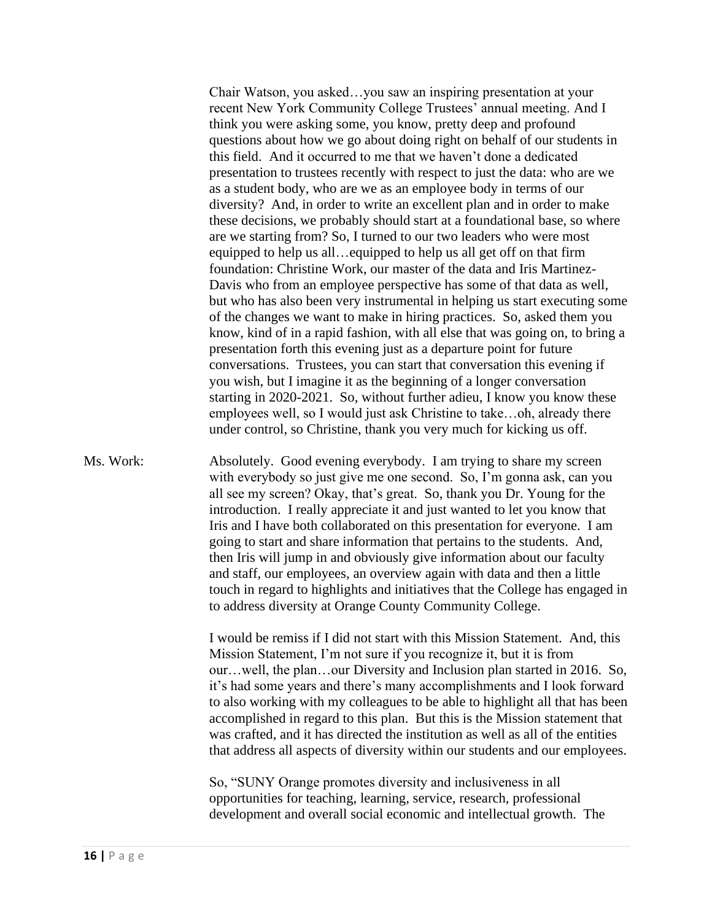Chair Watson, you asked…you saw an inspiring presentation at your recent New York Community College Trustees' annual meeting. And I think you were asking some, you know, pretty deep and profound questions about how we go about doing right on behalf of our students in this field. And it occurred to me that we haven't done a dedicated presentation to trustees recently with respect to just the data: who are we as a student body, who are we as an employee body in terms of our diversity? And, in order to write an excellent plan and in order to make these decisions, we probably should start at a foundational base, so where are we starting from? So, I turned to our two leaders who were most equipped to help us all…equipped to help us all get off on that firm foundation: Christine Work, our master of the data and Iris Martinez-Davis who from an employee perspective has some of that data as well, but who has also been very instrumental in helping us start executing some of the changes we want to make in hiring practices. So, asked them you know, kind of in a rapid fashion, with all else that was going on, to bring a presentation forth this evening just as a departure point for future conversations. Trustees, you can start that conversation this evening if you wish, but I imagine it as the beginning of a longer conversation starting in 2020-2021. So, without further adieu, I know you know these employees well, so I would just ask Christine to take…oh, already there under control, so Christine, thank you very much for kicking us off.

Ms. Work: Absolutely. Good evening everybody. I am trying to share my screen with everybody so just give me one second. So, I'm gonna ask, can you all see my screen? Okay, that's great. So, thank you Dr. Young for the introduction. I really appreciate it and just wanted to let you know that Iris and I have both collaborated on this presentation for everyone. I am going to start and share information that pertains to the students. And, then Iris will jump in and obviously give information about our faculty and staff, our employees, an overview again with data and then a little touch in regard to highlights and initiatives that the College has engaged in to address diversity at Orange County Community College.

I would be remiss if I did not start with this Mission Statement. And, this Mission Statement, I'm not sure if you recognize it, but it is from our…well, the plan…our Diversity and Inclusion plan started in 2016. So, it's had some years and there's many accomplishments and I look forward to also working with my colleagues to be able to highlight all that has been accomplished in regard to this plan. But this is the Mission statement that was crafted, and it has directed the institution as well as all of the entities that address all aspects of diversity within our students and our employees.

So, "SUNY Orange promotes diversity and inclusiveness in all opportunities for teaching, learning, service, research, professional development and overall social economic and intellectual growth. The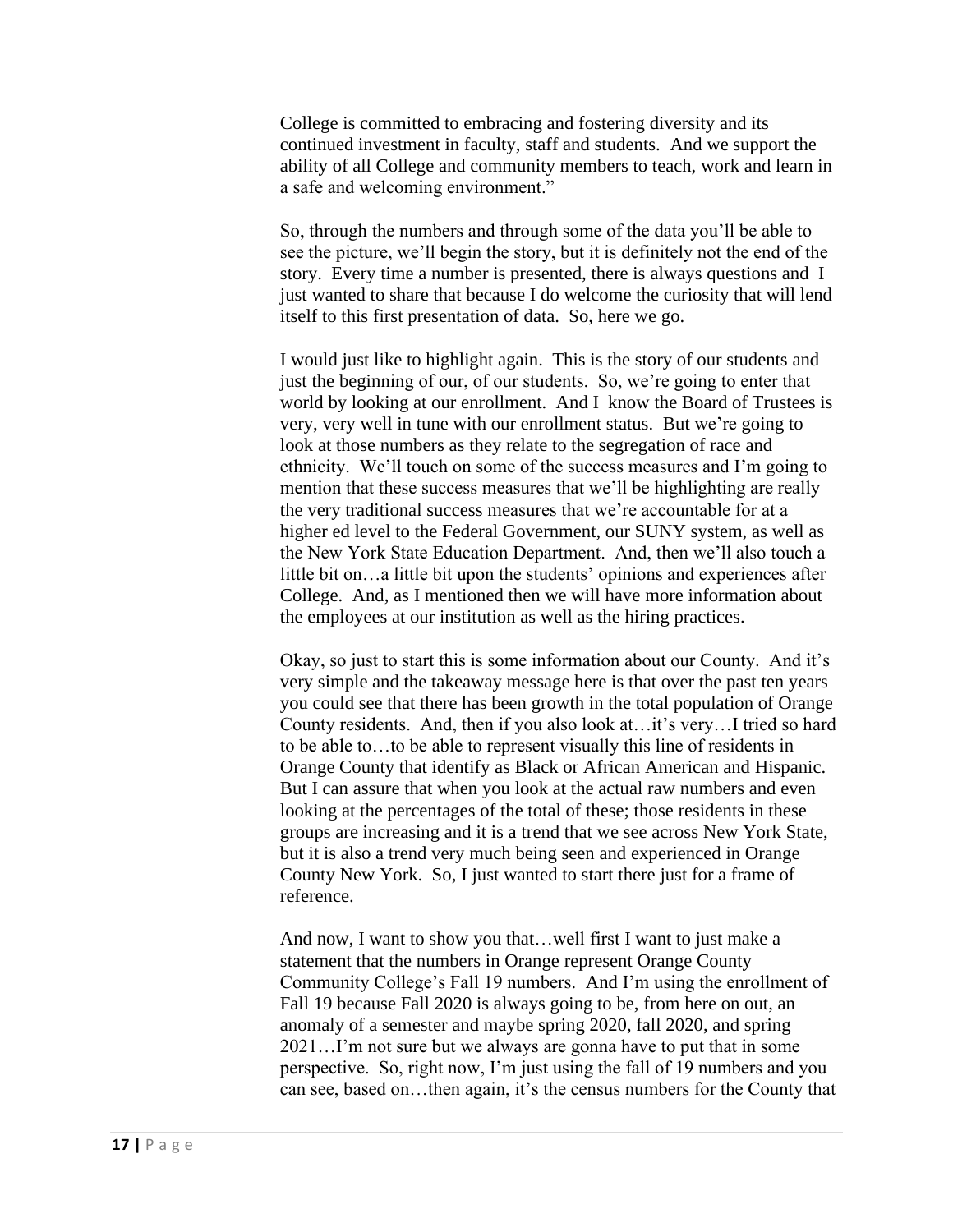College is committed to embracing and fostering diversity and its continued investment in faculty, staff and students. And we support the ability of all College and community members to teach, work and learn in a safe and welcoming environment."

So, through the numbers and through some of the data you'll be able to see the picture, we'll begin the story, but it is definitely not the end of the story. Every time a number is presented, there is always questions and I just wanted to share that because I do welcome the curiosity that will lend itself to this first presentation of data. So, here we go.

I would just like to highlight again. This is the story of our students and just the beginning of our, of our students. So, we're going to enter that world by looking at our enrollment. And I know the Board of Trustees is very, very well in tune with our enrollment status. But we're going to look at those numbers as they relate to the segregation of race and ethnicity. We'll touch on some of the success measures and I'm going to mention that these success measures that we'll be highlighting are really the very traditional success measures that we're accountable for at a higher ed level to the Federal Government, our SUNY system, as well as the New York State Education Department. And, then we'll also touch a little bit on…a little bit upon the students' opinions and experiences after College. And, as I mentioned then we will have more information about the employees at our institution as well as the hiring practices.

Okay, so just to start this is some information about our County. And it's very simple and the takeaway message here is that over the past ten years you could see that there has been growth in the total population of Orange County residents. And, then if you also look at…it's very…I tried so hard to be able to…to be able to represent visually this line of residents in Orange County that identify as Black or African American and Hispanic. But I can assure that when you look at the actual raw numbers and even looking at the percentages of the total of these; those residents in these groups are increasing and it is a trend that we see across New York State, but it is also a trend very much being seen and experienced in Orange County New York. So, I just wanted to start there just for a frame of reference.

And now, I want to show you that…well first I want to just make a statement that the numbers in Orange represent Orange County Community College's Fall 19 numbers. And I'm using the enrollment of Fall 19 because Fall 2020 is always going to be, from here on out, an anomaly of a semester and maybe spring 2020, fall 2020, and spring 2021…I'm not sure but we always are gonna have to put that in some perspective. So, right now, I'm just using the fall of 19 numbers and you can see, based on…then again, it's the census numbers for the County that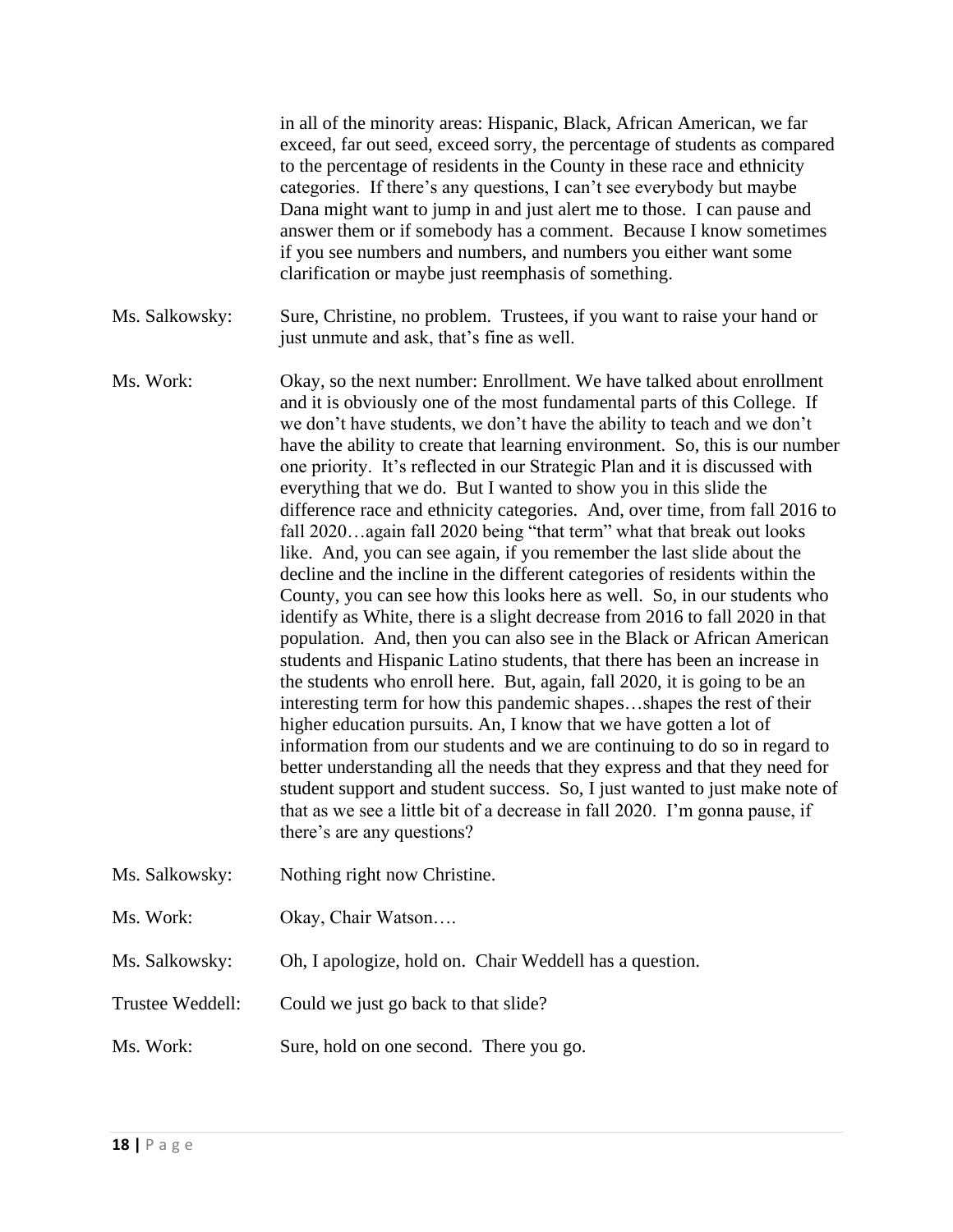in all of the minority areas: Hispanic, Black, African American, we far exceed, far out seed, exceed sorry, the percentage of students as compared to the percentage of residents in the County in these race and ethnicity categories. If there's any questions, I can't see everybody but maybe Dana might want to jump in and just alert me to those. I can pause and answer them or if somebody has a comment. Because I know sometimes if you see numbers and numbers, and numbers you either want some clarification or maybe just reemphasis of something.

Ms. Salkowsky: Sure, Christine, no problem. Trustees, if you want to raise your hand or just unmute and ask, that's fine as well.

Ms. Work: Okay, so the next number: Enrollment. We have talked about enrollment and it is obviously one of the most fundamental parts of this College. If we don't have students, we don't have the ability to teach and we don't have the ability to create that learning environment. So, this is our number one priority. It's reflected in our Strategic Plan and it is discussed with everything that we do. But I wanted to show you in this slide the difference race and ethnicity categories. And, over time, from fall 2016 to fall 2020…again fall 2020 being "that term" what that break out looks like. And, you can see again, if you remember the last slide about the decline and the incline in the different categories of residents within the County, you can see how this looks here as well. So, in our students who identify as White, there is a slight decrease from 2016 to fall 2020 in that population. And, then you can also see in the Black or African American students and Hispanic Latino students, that there has been an increase in the students who enroll here. But, again, fall 2020, it is going to be an interesting term for how this pandemic shapes…shapes the rest of their higher education pursuits. An, I know that we have gotten a lot of information from our students and we are continuing to do so in regard to better understanding all the needs that they express and that they need for student support and student success. So, I just wanted to just make note of that as we see a little bit of a decrease in fall 2020. I'm gonna pause, if there's are any questions?

Ms. Salkowsky: Nothing right now Christine.

Ms. Work: Okay, Chair Watson….

Ms. Salkowsky: Oh, I apologize, hold on. Chair Weddell has a question.

Trustee Weddell: Could we just go back to that slide?

Ms. Work: Sure, hold on one second. There you go.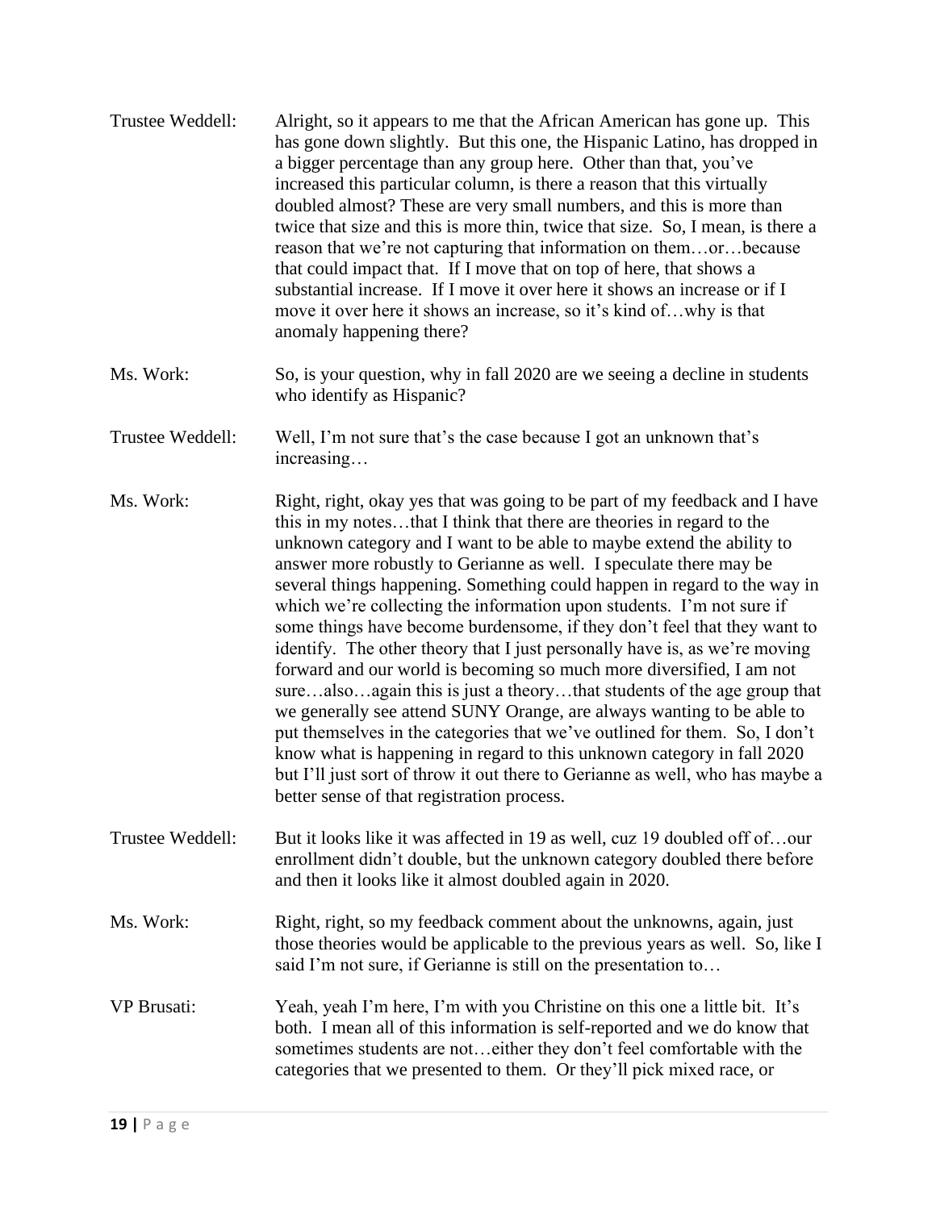Trustee Weddell: Alright, so it appears to me that the African American has gone up. This has gone down slightly. But this one, the Hispanic Latino, has dropped in a bigger percentage than any group here. Other than that, you've increased this particular column, is there a reason that this virtually doubled almost? These are very small numbers, and this is more than twice that size and this is more thin, twice that size. So, I mean, is there a reason that we're not capturing that information on them…or…because that could impact that. If I move that on top of here, that shows a substantial increase. If I move it over here it shows an increase or if I move it over here it shows an increase, so it's kind of…why is that anomaly happening there?

Ms. Work: So, is your question, why in fall 2020 are we seeing a decline in students who identify as Hispanic?

Trustee Weddell: Well, I'm not sure that's the case because I got an unknown that's increasing…

Ms. Work: Right, right, okay yes that was going to be part of my feedback and I have this in my notes…that I think that there are theories in regard to the unknown category and I want to be able to maybe extend the ability to answer more robustly to Gerianne as well. I speculate there may be several things happening. Something could happen in regard to the way in which we're collecting the information upon students. I'm not sure if some things have become burdensome, if they don't feel that they want to identify. The other theory that I just personally have is, as we're moving forward and our world is becoming so much more diversified, I am not sure…also…again this is just a theory…that students of the age group that we generally see attend SUNY Orange, are always wanting to be able to put themselves in the categories that we've outlined for them. So, I don't know what is happening in regard to this unknown category in fall 2020 but I'll just sort of throw it out there to Gerianne as well, who has maybe a better sense of that registration process.

Trustee Weddell: But it looks like it was affected in 19 as well, cuz 19 doubled off of…our enrollment didn't double, but the unknown category doubled there before and then it looks like it almost doubled again in 2020.

Ms. Work: Right, right, so my feedback comment about the unknowns, again, just those theories would be applicable to the previous years as well. So, like I said I'm not sure, if Gerianne is still on the presentation to…

VP Brusati: Yeah, yeah I'm here, I'm with you Christine on this one a little bit. It's both. I mean all of this information is self-reported and we do know that sometimes students are not…either they don't feel comfortable with the categories that we presented to them. Or they'll pick mixed race, or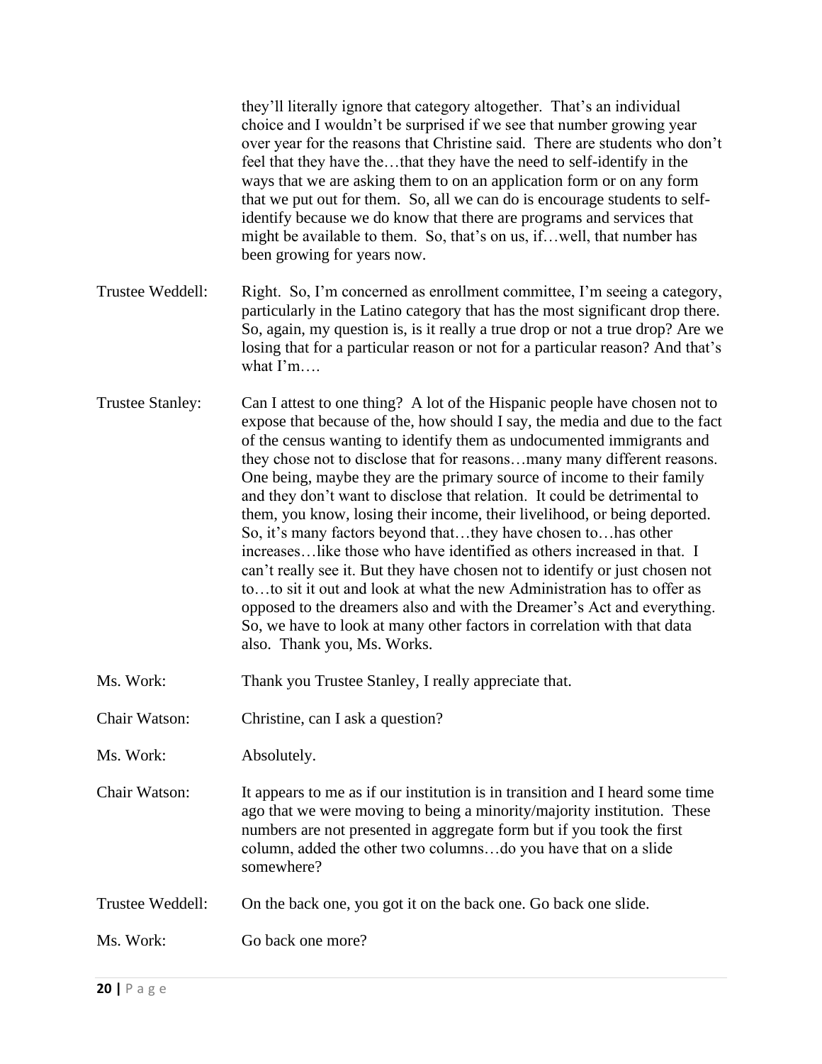they'll literally ignore that category altogether. That's an individual choice and I wouldn't be surprised if we see that number growing year over year for the reasons that Christine said. There are students who don't feel that they have the…that they have the need to self-identify in the ways that we are asking them to on an application form or on any form that we put out for them. So, all we can do is encourage students to self-identify because we do know that there are programs and services that might be available to them. So, that's on us, if…well, that number has been growing for years now.

Trustee Weddell: Right. So, I'm concerned as enrollment committee, I'm seeing a category, particularly in the Latino category that has the most significant drop there. So, again, my question is, is it really a true drop or not a true drop? Are we losing that for a particular reason or not for a particular reason? And that's what I'm….

Trustee Stanley: Can I attest to one thing? A lot of the Hispanic people have chosen not to expose that because of the, how should I say, the media and due to the fact of the census wanting to identify them as undocumented immigrants and they chose not to disclose that for reasons…many many different reasons. One being, maybe they are the primary source of income to their family and they don't want to disclose that relation. It could be detrimental to them, you know, losing their income, their livelihood, or being deported. So, it's many factors beyond that…they have chosen to…has other increases…like those who have identified as others increased in that. I can't really see it. But they have chosen not to identify or just chosen not to…to sit it out and look at what the new Administration has to offer as opposed to the dreamers also and with the Dreamer's Act and everything. So, we have to look at many other factors in correlation with that data also. Thank you, Ms. Works.

Ms. Work: Thank you Trustee Stanley, I really appreciate that.

Chair Watson: Christine, can I ask a question?

Ms. Work: Absolutely.

Chair Watson: It appears to me as if our institution is in transition and I heard some time ago that we were moving to being a minority/majority institution. These numbers are not presented in aggregate form but if you took the first column, added the other two columns…do you have that on a slide somewhere?

Trustee Weddell: On the back one, you got it on the back one. Go back one slide.

Ms. Work: Go back one more?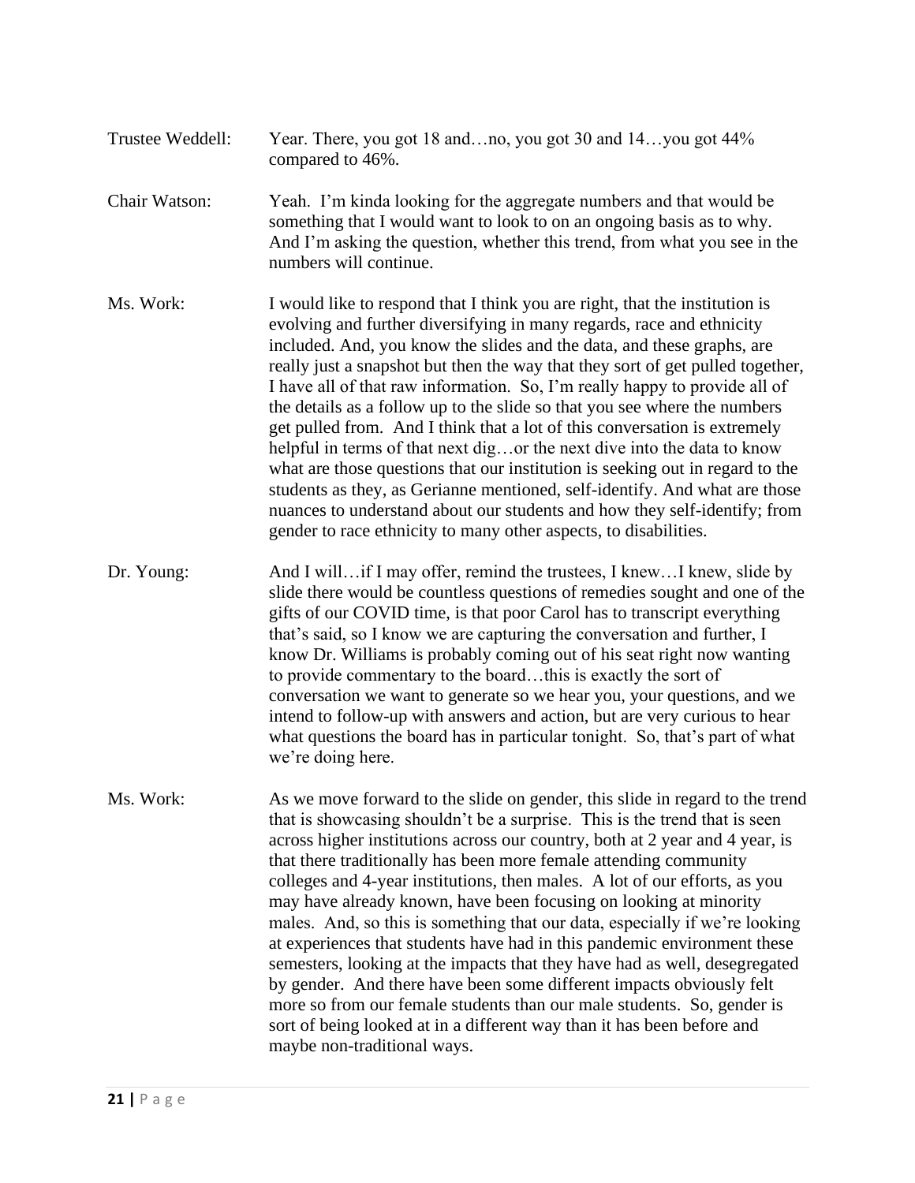Trustee Weddell: Year. There, you got 18 and…no, you got 30 and 14…you got 44% compared to 46%.

Chair Watson: Yeah. I'm kinda looking for the aggregate numbers and that would be something that I would want to look to on an ongoing basis as to why. And I'm asking the question, whether this trend, from what you see in the numbers will continue.

Ms. Work: I would like to respond that I think you are right, that the institution is evolving and further diversifying in many regards, race and ethnicity included. And, you know the slides and the data, and these graphs, are really just a snapshot but then the way that they sort of get pulled together, I have all of that raw information. So, I'm really happy to provide all of the details as a follow up to the slide so that you see where the numbers get pulled from. And I think that a lot of this conversation is extremely helpful in terms of that next dig…or the next dive into the data to know what are those questions that our institution is seeking out in regard to the students as they, as Gerianne mentioned, self-identify. And what are those nuances to understand about our students and how they self-identify; from gender to race ethnicity to many other aspects, to disabilities.

Dr. Young: And I will…if I may offer, remind the trustees, I knew…I knew, slide by slide there would be countless questions of remedies sought and one of the gifts of our COVID time, is that poor Carol has to transcript everything that's said, so I know we are capturing the conversation and further, I know Dr. Williams is probably coming out of his seat right now wanting to provide commentary to the board…this is exactly the sort of conversation we want to generate so we hear you, your questions, and we intend to follow-up with answers and action, but are very curious to hear what questions the board has in particular tonight. So, that's part of what we're doing here.

Ms. Work: As we move forward to the slide on gender, this slide in regard to the trend that is showcasing shouldn't be a surprise. This is the trend that is seen across higher institutions across our country, both at 2 year and 4 year, is that there traditionally has been more female attending community colleges and 4-year institutions, then males. A lot of our efforts, as you may have already known, have been focusing on looking at minority males. And, so this is something that our data, especially if we're looking at experiences that students have had in this pandemic environment these semesters, looking at the impacts that they have had as well, desegregated by gender. And there have been some different impacts obviously felt more so from our female students than our male students. So, gender is sort of being looked at in a different way than it has been before and maybe non-traditional ways.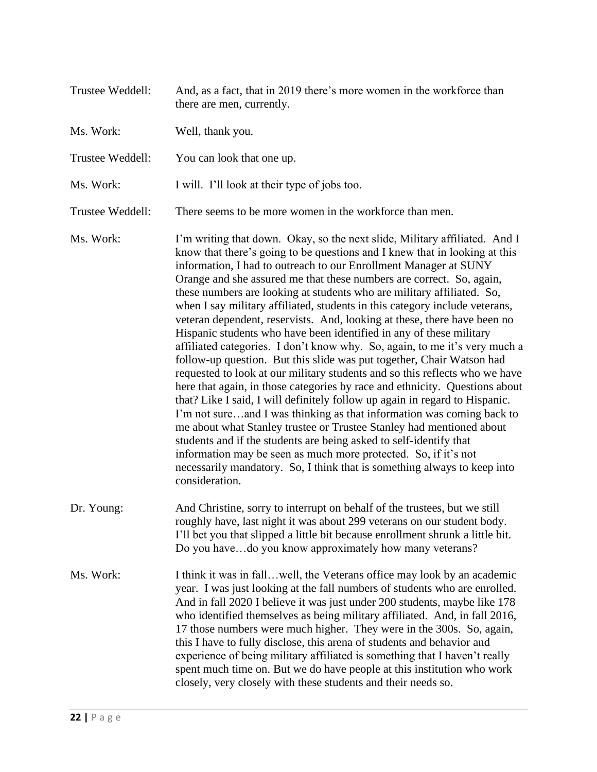Trustee Weddell: And, as a fact, that in 2019 there's more women in the workforce than there are men, currently.

Ms. Work: Well, thank you.

Trustee Weddell: You can look that one up.

Ms. Work: I will. I'll look at their type of jobs too.

Trustee Weddell: There seems to be more women in the workforce than men.

Ms. Work: I'm writing that down. Okay, so the next slide, Military affiliated. And I know that there's going to be questions and I knew that in looking at this information, I had to outreach to our Enrollment Manager at SUNY Orange and she assured me that these numbers are correct. So, again, these numbers are looking at students who are military affiliated. So, when I say military affiliated, students in this category include veterans, veteran dependent, reservists. And, looking at these, there have been no Hispanic students who have been identified in any of these military affiliated categories. I don't know why. So, again, to me it's very much a follow-up question. But this slide was put together, Chair Watson had requested to look at our military students and so this reflects who we have here that again, in those categories by race and ethnicity. Questions about that? Like I said, I will definitely follow up again in regard to Hispanic. I'm not sure…and I was thinking as that information was coming back to me about what Stanley trustee or Trustee Stanley had mentioned about students and if the students are being asked to self-identify that information may be seen as much more protected. So, if it's not necessarily mandatory. So, I think that is something always to keep into consideration.

Dr. Young: And Christine, sorry to interrupt on behalf of the trustees, but we still roughly have, last night it was about 299 veterans on our student body. I'll bet you that slipped a little bit because enrollment shrunk a little bit. Do you have…do you know approximately how many veterans?

Ms. Work: I think it was in fall…well, the Veterans office may look by an academic year. I was just looking at the fall numbers of students who are enrolled. And in fall 2020 I believe it was just under 200 students, maybe like 178 who identified themselves as being military affiliated. And, in fall 2016, 17 those numbers were much higher. They were in the 300s. So, again, this I have to fully disclose, this arena of students and behavior and experience of being military affiliated is something that I haven't really spent much time on. But we do have people at this institution who work closely, very closely with these students and their needs so.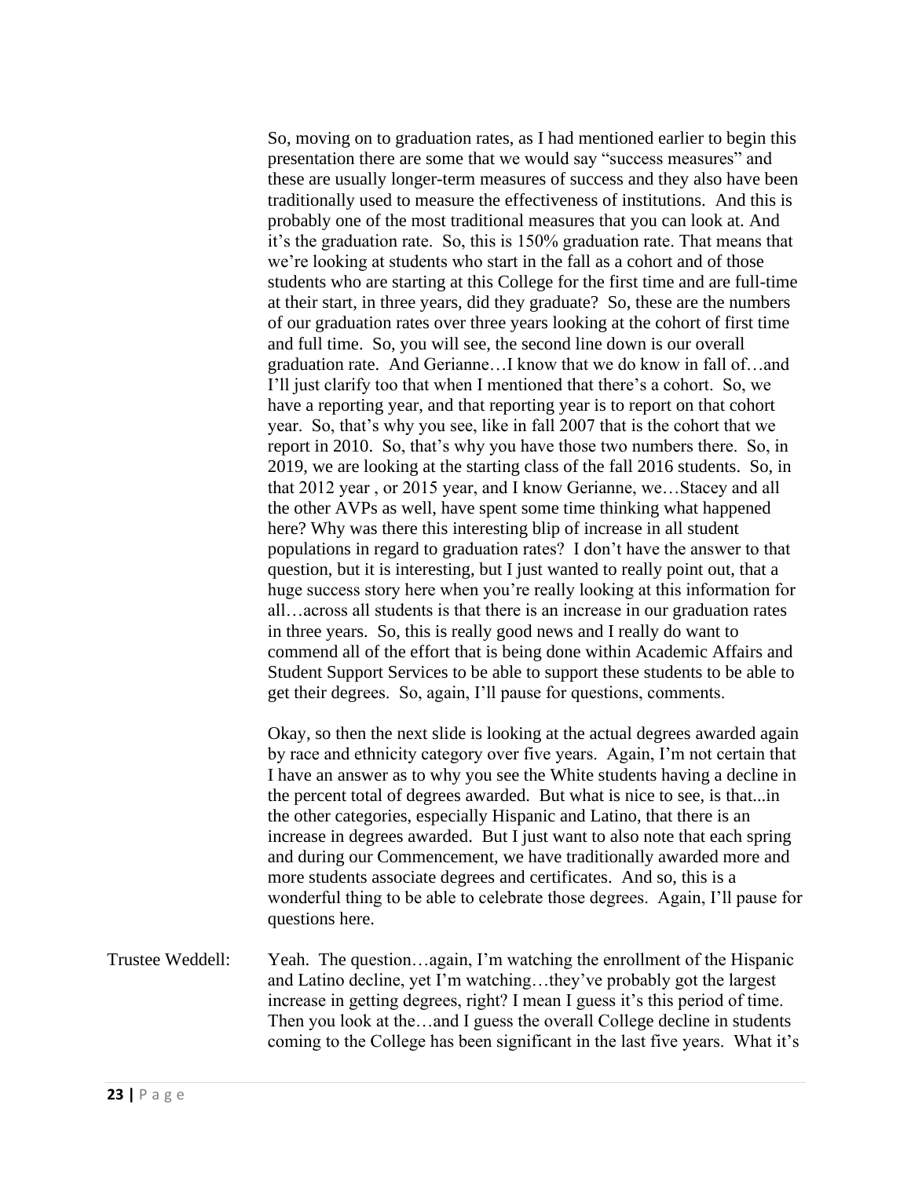So, moving on to graduation rates, as I had mentioned earlier to begin this presentation there are some that we would say "success measures" and these are usually longer-term measures of success and they also have been traditionally used to measure the effectiveness of institutions. And this is probably one of the most traditional measures that you can look at. And it's the graduation rate. So, this is 150% graduation rate. That means that we're looking at students who start in the fall as a cohort and of those students who are starting at this College for the first time and are full-time at their start, in three years, did they graduate? So, these are the numbers of our graduation rates over three years looking at the cohort of first time and full time. So, you will see, the second line down is our overall graduation rate. And Gerianne…I know that we do know in fall of…and I'll just clarify too that when I mentioned that there's a cohort. So, we have a reporting year, and that reporting year is to report on that cohort year. So, that's why you see, like in fall 2007 that is the cohort that we report in 2010. So, that's why you have those two numbers there. So, in 2019, we are looking at the starting class of the fall 2016 students. So, in that 2012 year , or 2015 year, and I know Gerianne, we…Stacey and all the other AVPs as well, have spent some time thinking what happened here? Why was there this interesting blip of increase in all student populations in regard to graduation rates? I don't have the answer to that question, but it is interesting, but I just wanted to really point out, that a huge success story here when you're really looking at this information for all…across all students is that there is an increase in our graduation rates in three years. So, this is really good news and I really do want to commend all of the effort that is being done within Academic Affairs and Student Support Services to be able to support these students to be able to get their degrees. So, again, I'll pause for questions, comments.

Okay, so then the next slide is looking at the actual degrees awarded again by race and ethnicity category over five years. Again, I'm not certain that I have an answer as to why you see the White students having a decline in the percent total of degrees awarded. But what is nice to see, is that...in the other categories, especially Hispanic and Latino, that there is an increase in degrees awarded. But I just want to also note that each spring and during our Commencement, we have traditionally awarded more and more students associate degrees and certificates. And so, this is a wonderful thing to be able to celebrate those degrees. Again, I'll pause for questions here.

Trustee Weddell: Yeah. The question…again, I'm watching the enrollment of the Hispanic and Latino decline, yet I'm watching…they've probably got the largest increase in getting degrees, right? I mean I guess it's this period of time. Then you look at the…and I guess the overall College decline in students coming to the College has been significant in the last five years. What it's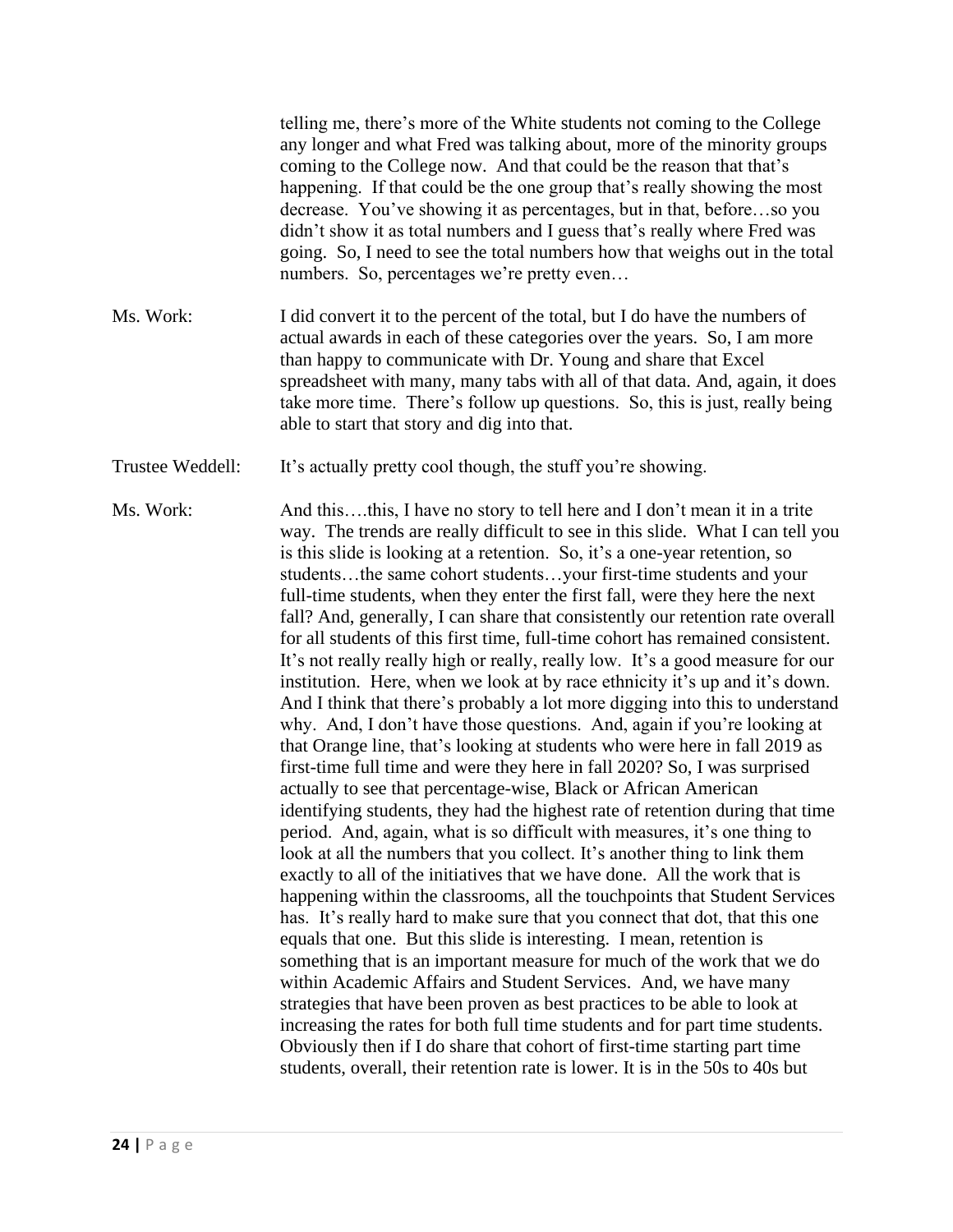telling me, there's more of the White students not coming to the College any longer and what Fred was talking about, more of the minority groups coming to the College now. And that could be the reason that that's happening. If that could be the one group that's really showing the most decrease. You've showing it as percentages, but in that, before…so you didn't show it as total numbers and I guess that's really where Fred was going. So, I need to see the total numbers how that weighs out in the total numbers. So, percentages we're pretty even…

Ms. Work: I did convert it to the percent of the total, but I do have the numbers of actual awards in each of these categories over the years. So, I am more than happy to communicate with Dr. Young and share that Excel spreadsheet with many, many tabs with all of that data. And, again, it does take more time. There's follow up questions. So, this is just, really being able to start that story and dig into that.

Trustee Weddell: It's actually pretty cool though, the stuff you're showing.

Ms. Work: And this….this, I have no story to tell here and I don't mean it in a trite way. The trends are really difficult to see in this slide. What I can tell you is this slide is looking at a retention. So, it's a one-year retention, so students…the same cohort students…your first-time students and your full-time students, when they enter the first fall, were they here the next fall? And, generally, I can share that consistently our retention rate overall for all students of this first time, full-time cohort has remained consistent. It's not really really high or really, really low. It's a good measure for our institution. Here, when we look at by race ethnicity it's up and it's down. And I think that there's probably a lot more digging into this to understand why. And, I don't have those questions. And, again if you're looking at that Orange line, that's looking at students who were here in fall 2019 as first-time full time and were they here in fall 2020? So, I was surprised actually to see that percentage-wise, Black or African American identifying students, they had the highest rate of retention during that time period. And, again, what is so difficult with measures, it's one thing to look at all the numbers that you collect. It's another thing to link them exactly to all of the initiatives that we have done. All the work that is happening within the classrooms, all the touchpoints that Student Services has. It's really hard to make sure that you connect that dot, that this one equals that one. But this slide is interesting. I mean, retention is something that is an important measure for much of the work that we do within Academic Affairs and Student Services. And, we have many strategies that have been proven as best practices to be able to look at increasing the rates for both full time students and for part time students. Obviously then if I do share that cohort of first-time starting part time students, overall, their retention rate is lower. It is in the 50s to 40s but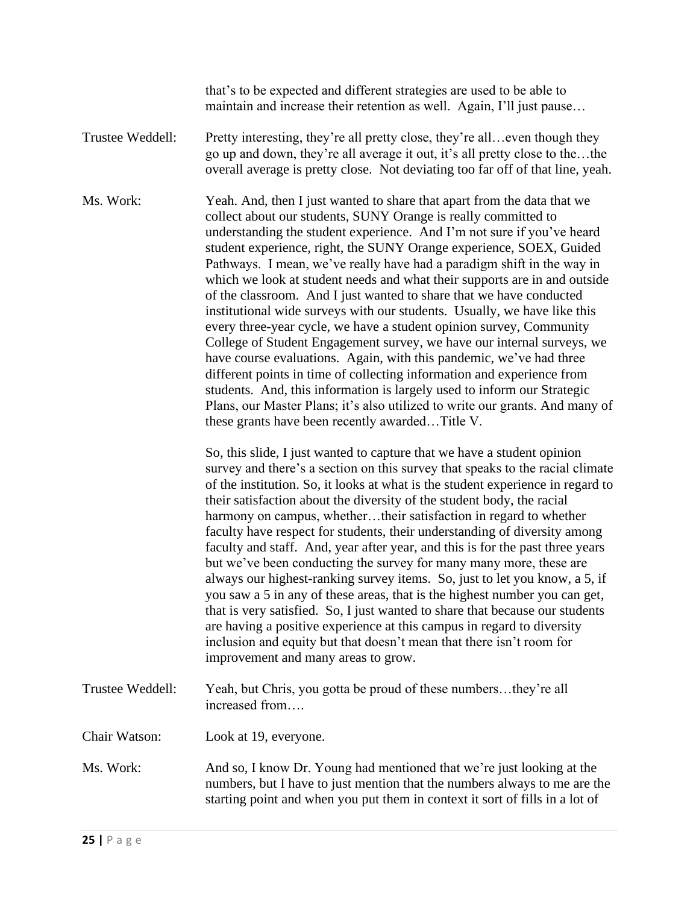that's to be expected and different strategies are used to be able to maintain and increase their retention as well. Again, I'll just pause…

Trustee Weddell: Pretty interesting, they're all pretty close, they're all…even though they go up and down, they're all average it out, it's all pretty close to the…the overall average is pretty close. Not deviating too far off of that line, yeah.

Ms. Work: Yeah. And, then I just wanted to share that apart from the data that we collect about our students, SUNY Orange is really committed to understanding the student experience. And I'm not sure if you've heard student experience, right, the SUNY Orange experience, SOEX, Guided Pathways. I mean, we've really have had a paradigm shift in the way in which we look at student needs and what their supports are in and outside of the classroom. And I just wanted to share that we have conducted institutional wide surveys with our students. Usually, we have like this every three-year cycle, we have a student opinion survey, Community College of Student Engagement survey, we have our internal surveys, we have course evaluations. Again, with this pandemic, we've had three different points in time of collecting information and experience from students. And, this information is largely used to inform our Strategic Plans, our Master Plans; it's also utilized to write our grants. And many of these grants have been recently awarded…Title V.

So, this slide, I just wanted to capture that we have a student opinion survey and there's a section on this survey that speaks to the racial climate of the institution. So, it looks at what is the student experience in regard to their satisfaction about the diversity of the student body, the racial harmony on campus, whether…their satisfaction in regard to whether faculty have respect for students, their understanding of diversity among faculty and staff. And, year after year, and this is for the past three years but we've been conducting the survey for many many more, these are always our highest-ranking survey items. So, just to let you know, a 5, if you saw a 5 in any of these areas, that is the highest number you can get, that is very satisfied. So, I just wanted to share that because our students are having a positive experience at this campus in regard to diversity inclusion and equity but that doesn't mean that there isn't room for improvement and many areas to grow.

Trustee Weddell: Yeah, but Chris, you gotta be proud of these numbers…they're all increased from….

Chair Watson: Look at 19, everyone.

Ms. Work: And so, I know Dr. Young had mentioned that we're just looking at the numbers, but I have to just mention that the numbers always to me are the starting point and when you put them in context it sort of fills in a lot of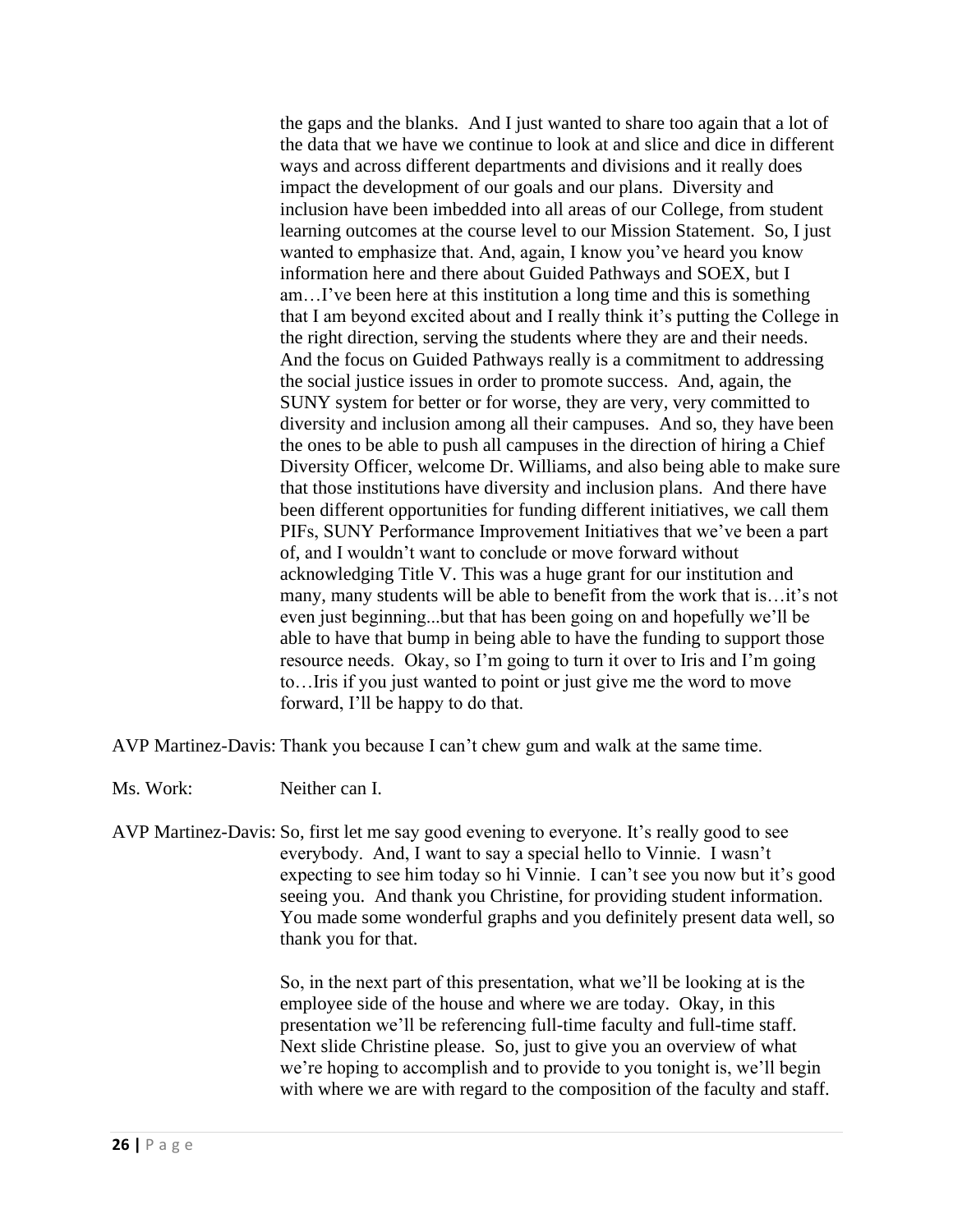the gaps and the blanks. And I just wanted to share too again that a lot of the data that we have we continue to look at and slice and dice in different ways and across different departments and divisions and it really does impact the development of our goals and our plans. Diversity and inclusion have been imbedded into all areas of our College, from student learning outcomes at the course level to our Mission Statement. So, I just wanted to emphasize that. And, again, I know you've heard you know information here and there about Guided Pathways and SOEX, but I am…I've been here at this institution a long time and this is something that I am beyond excited about and I really think it's putting the College in the right direction, serving the students where they are and their needs. And the focus on Guided Pathways really is a commitment to addressing the social justice issues in order to promote success. And, again, the SUNY system for better or for worse, they are very, very committed to diversity and inclusion among all their campuses. And so, they have been the ones to be able to push all campuses in the direction of hiring a Chief Diversity Officer, welcome Dr. Williams, and also being able to make sure that those institutions have diversity and inclusion plans. And there have been different opportunities for funding different initiatives, we call them PIFs, SUNY Performance Improvement Initiatives that we've been a part of, and I wouldn't want to conclude or move forward without acknowledging Title V. This was a huge grant for our institution and many, many students will be able to benefit from the work that is…it's not even just beginning...but that has been going on and hopefully we'll be able to have that bump in being able to have the funding to support those resource needs. Okay, so I'm going to turn it over to Iris and I'm going to…Iris if you just wanted to point or just give me the word to move forward, I'll be happy to do that.

AVP Martinez-Davis: Thank you because I can't chew gum and walk at the same time.

Ms. Work: Neither can I.

AVP Martinez-Davis: So, first let me say good evening to everyone. It's really good to see everybody. And, I want to say a special hello to Vinnie. I wasn't expecting to see him today so hi Vinnie. I can't see you now but it's good seeing you. And thank you Christine, for providing student information. You made some wonderful graphs and you definitely present data well, so thank you for that.

So, in the next part of this presentation, what we'll be looking at is the employee side of the house and where we are today. Okay, in this presentation we'll be referencing full-time faculty and full-time staff. Next slide Christine please. So, just to give you an overview of what we're hoping to accomplish and to provide to you tonight is, we'll begin with where we are with regard to the composition of the faculty and staff.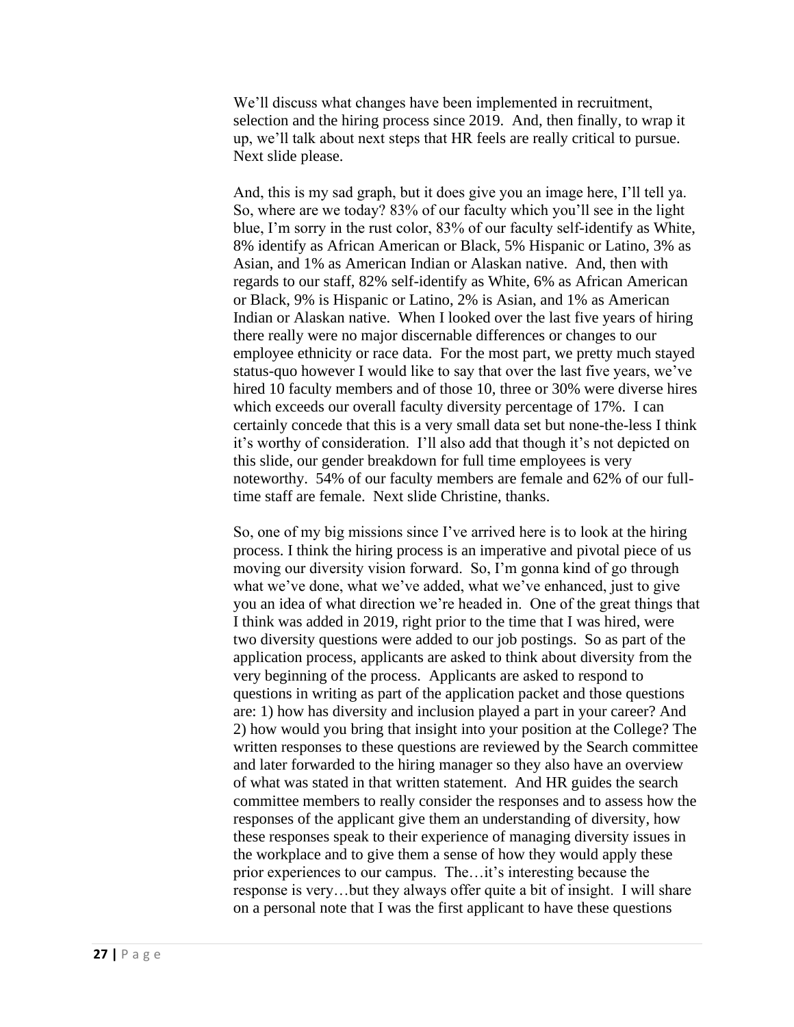We'll discuss what changes have been implemented in recruitment, selection and the hiring process since 2019. And, then finally, to wrap it up, we'll talk about next steps that HR feels are really critical to pursue. Next slide please.

And, this is my sad graph, but it does give you an image here, I'll tell ya. So, where are we today? 83% of our faculty which you'll see in the light blue, I'm sorry in the rust color, 83% of our faculty self-identify as White, 8% identify as African American or Black, 5% Hispanic or Latino, 3% as Asian, and 1% as American Indian or Alaskan native. And, then with regards to our staff, 82% self-identify as White, 6% as African American or Black, 9% is Hispanic or Latino, 2% is Asian, and 1% as American Indian or Alaskan native. When I looked over the last five years of hiring there really were no major discernable differences or changes to our employee ethnicity or race data. For the most part, we pretty much stayed status-quo however I would like to say that over the last five years, we've hired 10 faculty members and of those 10, three or 30% were diverse hires which exceeds our overall faculty diversity percentage of 17%. I can certainly concede that this is a very small data set but none-the-less I think it's worthy of consideration. I'll also add that though it's not depicted on this slide, our gender breakdown for full time employees is very noteworthy. 54% of our faculty members are female and 62% of our full-time staff are female. Next slide Christine, thanks.

So, one of my big missions since I've arrived here is to look at the hiring process. I think the hiring process is an imperative and pivotal piece of us moving our diversity vision forward. So, I'm gonna kind of go through what we've done, what we've added, what we've enhanced, just to give you an idea of what direction we're headed in. One of the great things that I think was added in 2019, right prior to the time that I was hired, were two diversity questions were added to our job postings. So as part of the application process, applicants are asked to think about diversity from the very beginning of the process. Applicants are asked to respond to questions in writing as part of the application packet and those questions are: 1) how has diversity and inclusion played a part in your career? And 2) how would you bring that insight into your position at the College? The written responses to these questions are reviewed by the Search committee and later forwarded to the hiring manager so they also have an overview of what was stated in that written statement. And HR guides the search committee members to really consider the responses and to assess how the responses of the applicant give them an understanding of diversity, how these responses speak to their experience of managing diversity issues in the workplace and to give them a sense of how they would apply these prior experiences to our campus. The…it's interesting because the response is very…but they always offer quite a bit of insight. I will share on a personal note that I was the first applicant to have these questions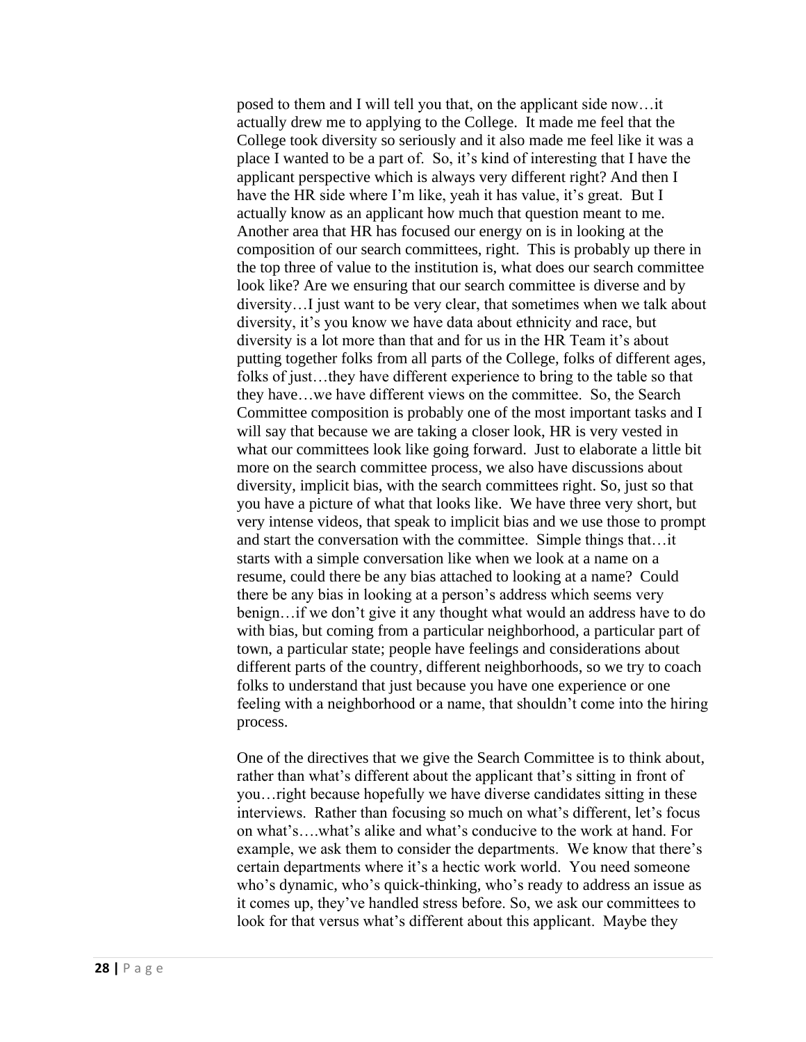posed to them and I will tell you that, on the applicant side now…it actually drew me to applying to the College. It made me feel that the College took diversity so seriously and it also made me feel like it was a place I wanted to be a part of. So, it's kind of interesting that I have the applicant perspective which is always very different right? And then I have the HR side where I'm like, yeah it has value, it's great. But I actually know as an applicant how much that question meant to me. Another area that HR has focused our energy on is in looking at the composition of our search committees, right. This is probably up there in the top three of value to the institution is, what does our search committee look like? Are we ensuring that our search committee is diverse and by diversity…I just want to be very clear, that sometimes when we talk about diversity, it's you know we have data about ethnicity and race, but diversity is a lot more than that and for us in the HR Team it's about putting together folks from all parts of the College, folks of different ages, folks of just…they have different experience to bring to the table so that they have…we have different views on the committee. So, the Search Committee composition is probably one of the most important tasks and I will say that because we are taking a closer look, HR is very vested in what our committees look like going forward. Just to elaborate a little bit more on the search committee process, we also have discussions about diversity, implicit bias, with the search committees right. So, just so that you have a picture of what that looks like. We have three very short, but very intense videos, that speak to implicit bias and we use those to prompt and start the conversation with the committee. Simple things that…it starts with a simple conversation like when we look at a name on a resume, could there be any bias attached to looking at a name? Could there be any bias in looking at a person's address which seems very benign…if we don't give it any thought what would an address have to do with bias, but coming from a particular neighborhood, a particular part of town, a particular state; people have feelings and considerations about different parts of the country, different neighborhoods, so we try to coach folks to understand that just because you have one experience or one feeling with a neighborhood or a name, that shouldn't come into the hiring process.

One of the directives that we give the Search Committee is to think about, rather than what's different about the applicant that's sitting in front of you…right because hopefully we have diverse candidates sitting in these interviews. Rather than focusing so much on what's different, let's focus on what's….what's alike and what's conducive to the work at hand. For example, we ask them to consider the departments. We know that there's certain departments where it's a hectic work world. You need someone who's dynamic, who's quick-thinking, who's ready to address an issue as it comes up, they've handled stress before. So, we ask our committees to look for that versus what's different about this applicant. Maybe they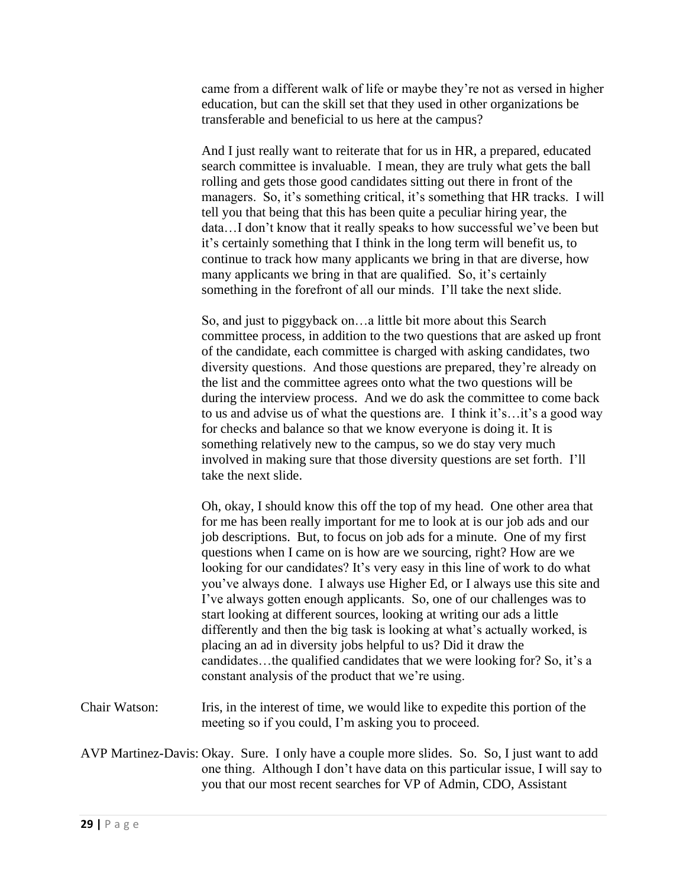came from a different walk of life or maybe they're not as versed in higher education, but can the skill set that they used in other organizations be transferable and beneficial to us here at the campus?

And I just really want to reiterate that for us in HR, a prepared, educated search committee is invaluable. I mean, they are truly what gets the ball rolling and gets those good candidates sitting out there in front of the managers. So, it's something critical, it's something that HR tracks. I will tell you that being that this has been quite a peculiar hiring year, the data…I don't know that it really speaks to how successful we've been but it's certainly something that I think in the long term will benefit us, to continue to track how many applicants we bring in that are diverse, how many applicants we bring in that are qualified. So, it's certainly something in the forefront of all our minds. I'll take the next slide.

So, and just to piggyback on…a little bit more about this Search committee process, in addition to the two questions that are asked up front of the candidate, each committee is charged with asking candidates, two diversity questions. And those questions are prepared, they're already on the list and the committee agrees onto what the two questions will be during the interview process. And we do ask the committee to come back to us and advise us of what the questions are. I think it's…it's a good way for checks and balance so that we know everyone is doing it. It is something relatively new to the campus, so we do stay very much involved in making sure that those diversity questions are set forth. I'll take the next slide.

Oh, okay, I should know this off the top of my head. One other area that for me has been really important for me to look at is our job ads and our job descriptions. But, to focus on job ads for a minute. One of my first questions when I came on is how are we sourcing, right? How are we looking for our candidates? It's very easy in this line of work to do what you've always done. I always use Higher Ed, or I always use this site and I've always gotten enough applicants. So, one of our challenges was to start looking at different sources, looking at writing our ads a little differently and then the big task is looking at what's actually worked, is placing an ad in diversity jobs helpful to us? Did it draw the candidates…the qualified candidates that we were looking for? So, it's a constant analysis of the product that we're using.

Chair Watson: Iris, in the interest of time, we would like to expedite this portion of the meeting so if you could, I'm asking you to proceed.

AVP Martinez-Davis: Okay. Sure. I only have a couple more slides. So. So, I just want to add one thing. Although I don't have data on this particular issue, I will say to you that our most recent searches for VP of Admin, CDO, Assistant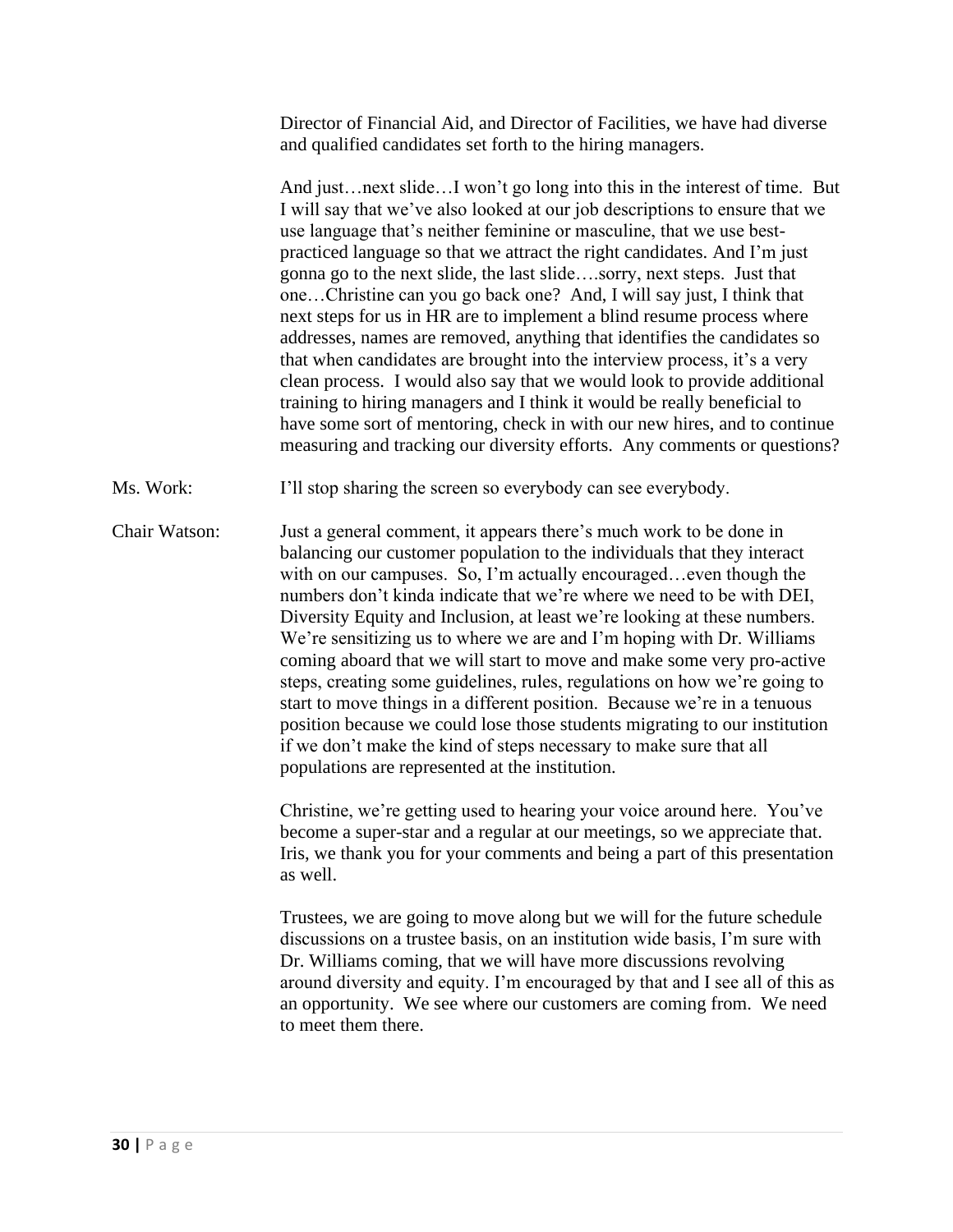Director of Financial Aid, and Director of Facilities, we have had diverse and qualified candidates set forth to the hiring managers.

And just…next slide…I won't go long into this in the interest of time. But I will say that we've also looked at our job descriptions to ensure that we use language that's neither feminine or masculine, that we use best-practiced language so that we attract the right candidates. And I'm just gonna go to the next slide, the last slide….sorry, next steps. Just that one…Christine can you go back one? And, I will say just, I think that next steps for us in HR are to implement a blind resume process where addresses, names are removed, anything that identifies the candidates so that when candidates are brought into the interview process, it's a very clean process. I would also say that we would look to provide additional training to hiring managers and I think it would be really beneficial to have some sort of mentoring, check in with our new hires, and to continue measuring and tracking our diversity efforts. Any comments or questions?

Ms. Work: I'll stop sharing the screen so everybody can see everybody.

Chair Watson: Just a general comment, it appears there's much work to be done in balancing our customer population to the individuals that they interact with on our campuses. So, I'm actually encouraged…even though the numbers don't kinda indicate that we're where we need to be with DEI, Diversity Equity and Inclusion, at least we're looking at these numbers. We're sensitizing us to where we are and I'm hoping with Dr. Williams coming aboard that we will start to move and make some very pro-active steps, creating some guidelines, rules, regulations on how we're going to start to move things in a different position. Because we're in a tenuous position because we could lose those students migrating to our institution if we don't make the kind of steps necessary to make sure that all populations are represented at the institution.

Christine, we're getting used to hearing your voice around here. You've become a super-star and a regular at our meetings, so we appreciate that. Iris, we thank you for your comments and being a part of this presentation as well.

Trustees, we are going to move along but we will for the future schedule discussions on a trustee basis, on an institution wide basis, I'm sure with Dr. Williams coming, that we will have more discussions revolving around diversity and equity. I'm encouraged by that and I see all of this as an opportunity. We see where our customers are coming from. We need to meet them there.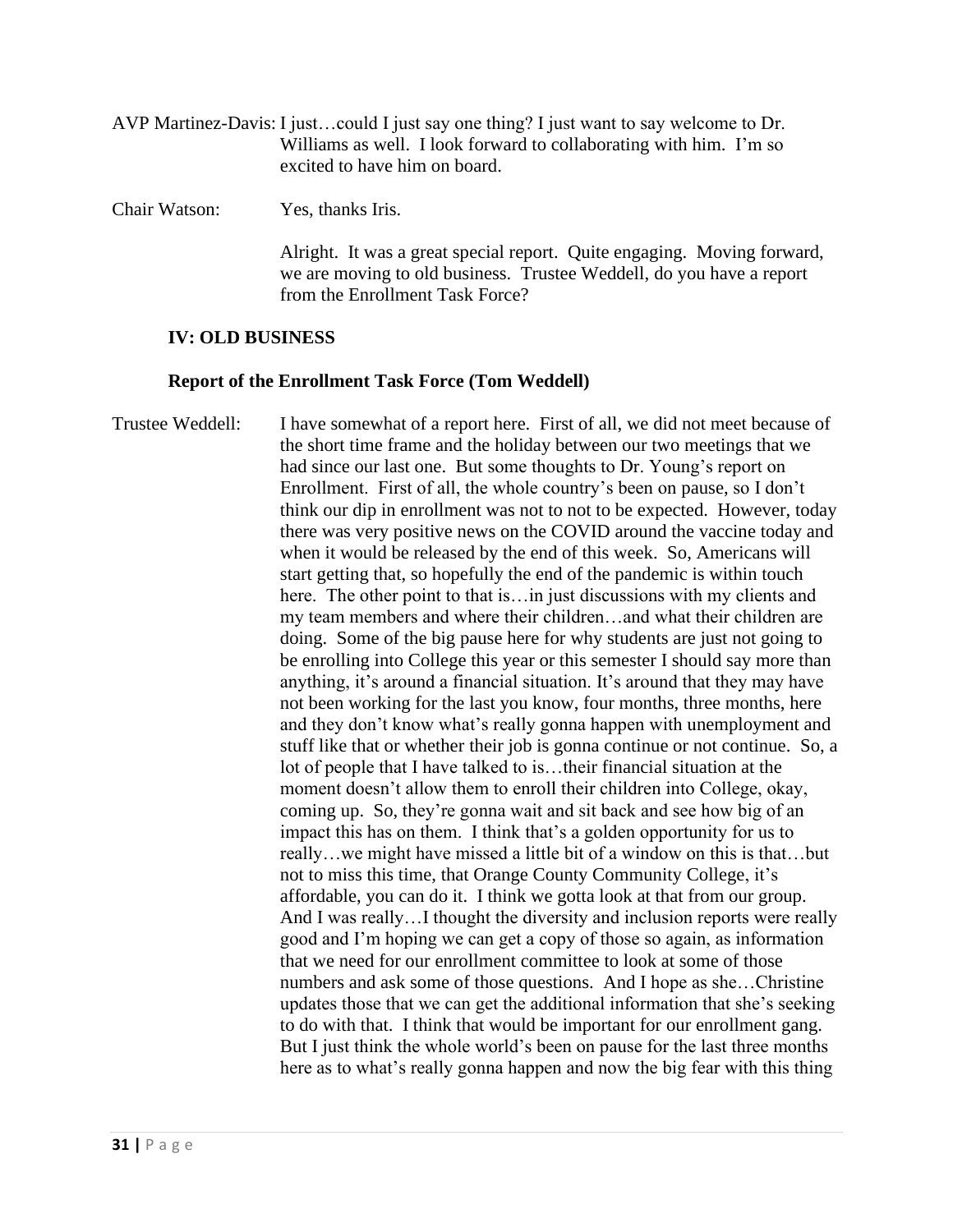AVP Martinez-Davis: I just…could I just say one thing? I just want to say welcome to Dr. Williams as well. I look forward to collaborating with him. I'm so excited to have him on board.

Chair Watson: Yes, thanks Iris.

Alright. It was a great special report. Quite engaging. Moving forward, we are moving to old business. Trustee Weddell, do you have a report from the Enrollment Task Force?

**IV: OLD BUSINESS**

**Report of the Enrollment Task Force (Tom Weddell)**

Trustee Weddell: I have somewhat of a report here. First of all, we did not meet because of the short time frame and the holiday between our two meetings that we had since our last one. But some thoughts to Dr. Young's report on Enrollment. First of all, the whole country's been on pause, so I don't think our dip in enrollment was not to not to be expected. However, today there was very positive news on the COVID around the vaccine today and when it would be released by the end of this week. So, Americans will start getting that, so hopefully the end of the pandemic is within touch here. The other point to that is…in just discussions with my clients and my team members and where their children…and what their children are doing. Some of the big pause here for why students are just not going to be enrolling into College this year or this semester I should say more than anything, it's around a financial situation. It's around that they may have not been working for the last you know, four months, three months, here and they don't know what's really gonna happen with unemployment and stuff like that or whether their job is gonna continue or not continue. So, a lot of people that I have talked to is…their financial situation at the moment doesn't allow them to enroll their children into College, okay, coming up. So, they're gonna wait and sit back and see how big of an impact this has on them. I think that's a golden opportunity for us to really…we might have missed a little bit of a window on this is that…but not to miss this time, that Orange County Community College, it's affordable, you can do it. I think we gotta look at that from our group. And I was really…I thought the diversity and inclusion reports were really good and I'm hoping we can get a copy of those so again, as information that we need for our enrollment committee to look at some of those numbers and ask some of those questions. And I hope as she…Christine updates those that we can get the additional information that she's seeking to do with that. I think that would be important for our enrollment gang. But I just think the whole world's been on pause for the last three months here as to what's really gonna happen and now the big fear with this thing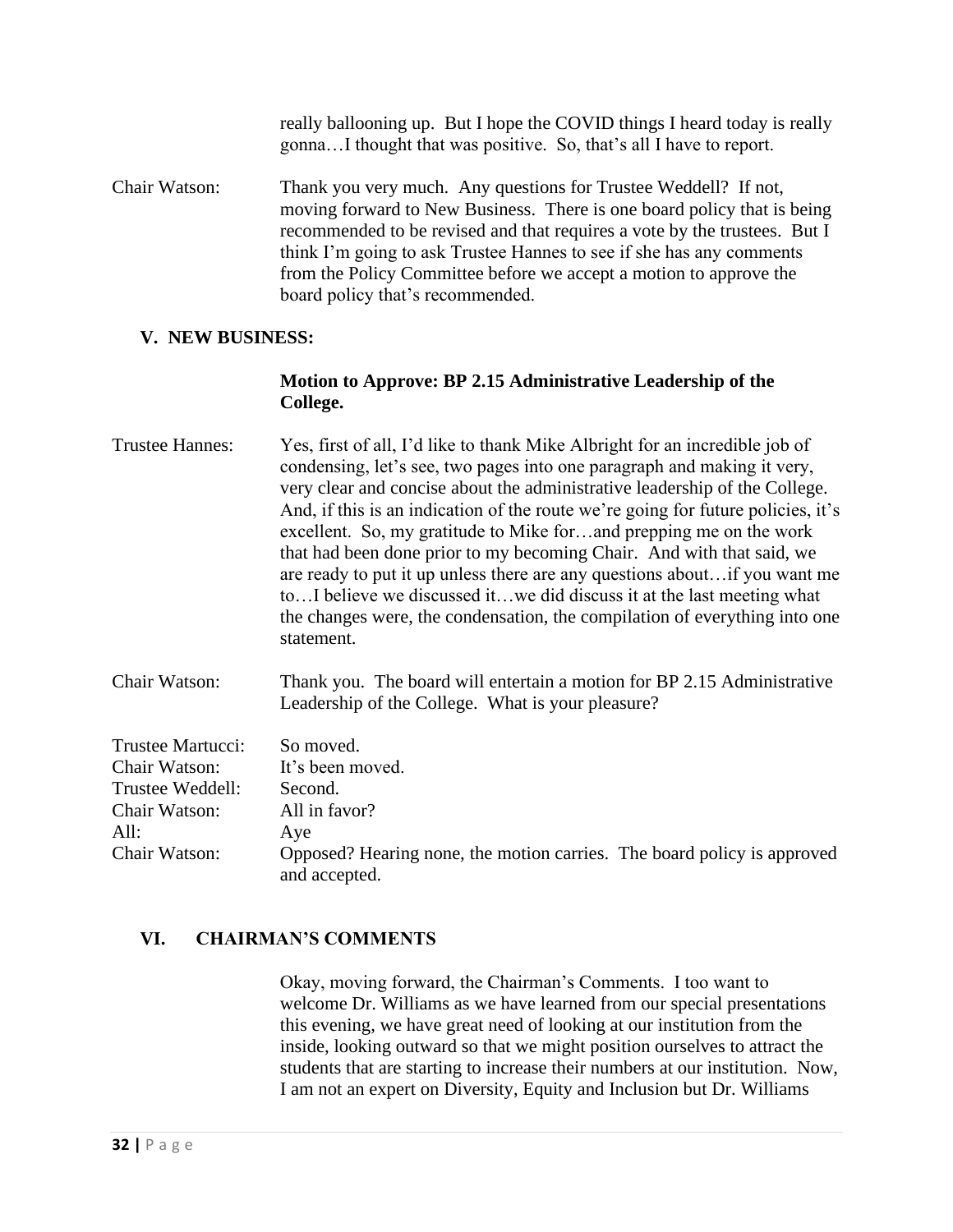really ballooning up. But I hope the COVID things I heard today is really gonna…I thought that was positive. So, that's all I have to report.

Chair Watson: Thank you very much. Any questions for Trustee Weddell? If not, moving forward to New Business. There is one board policy that is being recommended to be revised and that requires a vote by the trustees. But I think I'm going to ask Trustee Hannes to see if she has any comments from the Policy Committee before we accept a motion to approve the board policy that's recommended.

## V. NEW BUSINESS:

**Motion to Approve: BP 2.15 Administrative Leadership of the College.**

Trustee Hannes: Yes, first of all, I'd like to thank Mike Albright for an incredible job of condensing, let's see, two pages into one paragraph and making it very, very clear and concise about the administrative leadership of the College. And, if this is an indication of the route we're going for future policies, it's excellent. So, my gratitude to Mike for…and prepping me on the work that had been done prior to my becoming Chair. And with that said, we are ready to put it up unless there are any questions about…if you want me to…I believe we discussed it…we did discuss it at the last meeting what the changes were, the condensation, the compilation of everything into one statement.

Chair Watson: Thank you. The board will entertain a motion for BP 2.15 Administrative Leadership of the College. What is your pleasure?

Trustee Martucci: So moved.
Chair Watson: It's been moved.
Trustee Weddell: Second.
Chair Watson: All in favor?
All: Aye
Chair Watson: Opposed? Hearing none, the motion carries. The board policy is approved and accepted.

## VI. CHAIRMAN'S COMMENTS

Okay, moving forward, the Chairman's Comments. I too want to welcome Dr. Williams as we have learned from our special presentations this evening, we have great need of looking at our institution from the inside, looking outward so that we might position ourselves to attract the students that are starting to increase their numbers at our institution. Now, I am not an expert on Diversity, Equity and Inclusion but Dr. Williams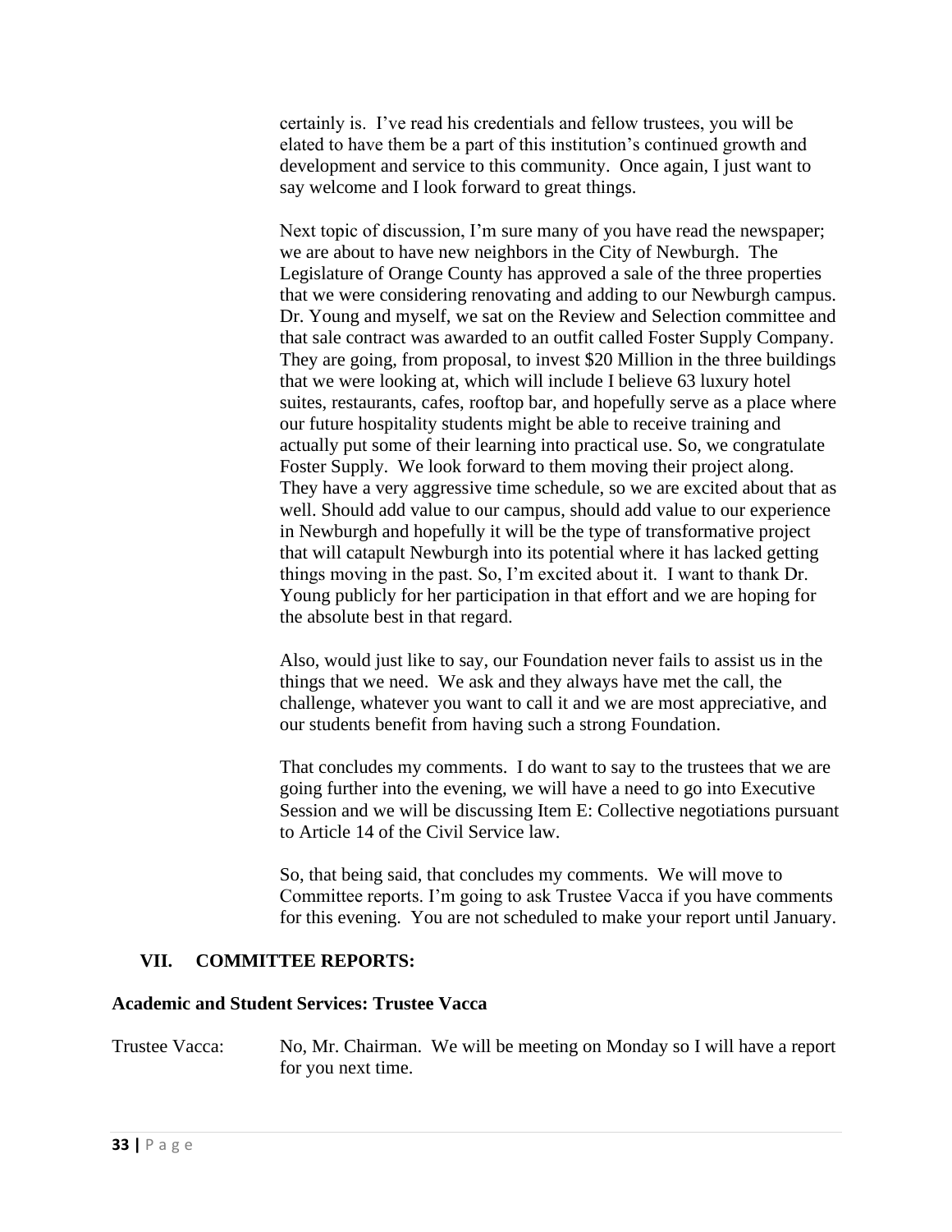certainly is. I've read his credentials and fellow trustees, you will be elated to have them be a part of this institution's continued growth and development and service to this community. Once again, I just want to say welcome and I look forward to great things.

Next topic of discussion, I'm sure many of you have read the newspaper; we are about to have new neighbors in the City of Newburgh. The Legislature of Orange County has approved a sale of the three properties that we were considering renovating and adding to our Newburgh campus. Dr. Young and myself, we sat on the Review and Selection committee and that sale contract was awarded to an outfit called Foster Supply Company. They are going, from proposal, to invest $20 Million in the three buildings that we were looking at, which will include I believe 63 luxury hotel suites, restaurants, cafes, rooftop bar, and hopefully serve as a place where our future hospitality students might be able to receive training and actually put some of their learning into practical use. So, we congratulate Foster Supply. We look forward to them moving their project along. They have a very aggressive time schedule, so we are excited about that as well. Should add value to our campus, should add value to our experience in Newburgh and hopefully it will be the type of transformative project that will catapult Newburgh into its potential where it has lacked getting things moving in the past. So, I'm excited about it. I want to thank Dr. Young publicly for her participation in that effort and we are hoping for the absolute best in that regard.

Also, would just like to say, our Foundation never fails to assist us in the things that we need. We ask and they always have met the call, the challenge, whatever you want to call it and we are most appreciative, and our students benefit from having such a strong Foundation.

That concludes my comments. I do want to say to the trustees that we are going further into the evening, we will have a need to go into Executive Session and we will be discussing Item E: Collective negotiations pursuant to Article 14 of the Civil Service law.

So, that being said, that concludes my comments. We will move to Committee reports. I'm going to ask Trustee Vacca if you have comments for this evening. You are not scheduled to make your report until January.

## VII. COMMITTEE REPORTS:

**Academic and Student Services: Trustee Vacca**

Trustee Vacca: No, Mr. Chairman. We will be meeting on Monday so I will have a report for you next time.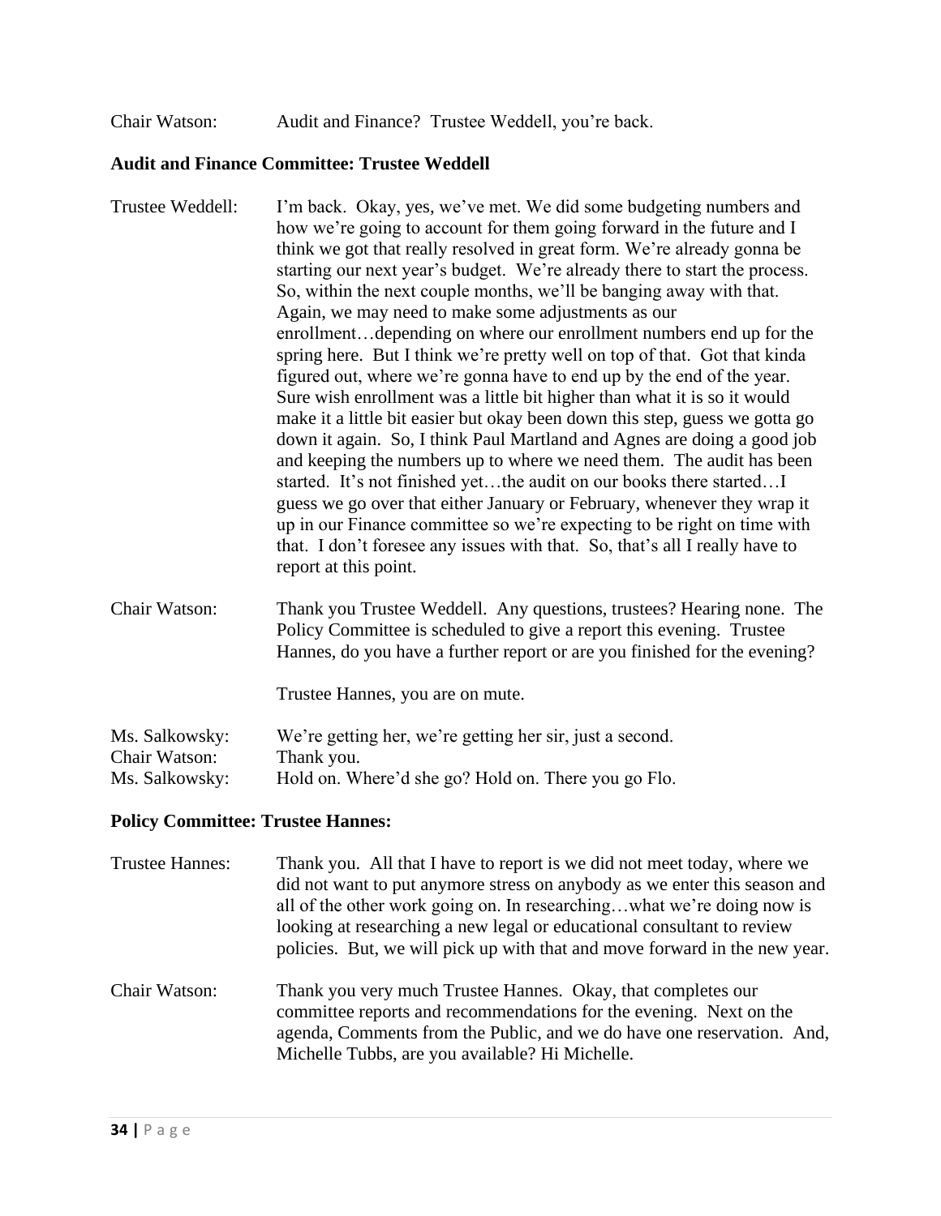Chair Watson: Audit and Finance? Trustee Weddell, you're back.

**Audit and Finance Committee: Trustee Weddell**

Trustee Weddell: I'm back. Okay, yes, we've met. We did some budgeting numbers and how we're going to account for them going forward in the future and I think we got that really resolved in great form. We're already gonna be starting our next year's budget. We're already there to start the process. So, within the next couple months, we'll be banging away with that. Again, we may need to make some adjustments as our enrollment…depending on where our enrollment numbers end up for the spring here. But I think we're pretty well on top of that. Got that kinda figured out, where we're gonna have to end up by the end of the year. Sure wish enrollment was a little bit higher than what it is so it would make it a little bit easier but okay been down this step, guess we gotta go down it again. So, I think Paul Martland and Agnes are doing a good job and keeping the numbers up to where we need them. The audit has been started. It's not finished yet…the audit on our books there started…I guess we go over that either January or February, whenever they wrap it up in our Finance committee so we're expecting to be right on time with that. I don't foresee any issues with that. So, that's all I really have to report at this point.

Chair Watson: Thank you Trustee Weddell. Any questions, trustees? Hearing none. The Policy Committee is scheduled to give a report this evening. Trustee Hannes, do you have a further report or are you finished for the evening?

Trustee Hannes, you are on mute.

Ms. Salkowsky: We're getting her, we're getting her sir, just a second.
Chair Watson: Thank you.
Ms. Salkowsky: Hold on. Where'd she go? Hold on. There you go Flo.

**Policy Committee: Trustee Hannes:**

Trustee Hannes: Thank you. All that I have to report is we did not meet today, where we did not want to put anymore stress on anybody as we enter this season and all of the other work going on. In researching…what we're doing now is looking at researching a new legal or educational consultant to review policies. But, we will pick up with that and move forward in the new year.

Chair Watson: Thank you very much Trustee Hannes. Okay, that completes our committee reports and recommendations for the evening. Next on the agenda, Comments from the Public, and we do have one reservation. And, Michelle Tubbs, are you available? Hi Michelle.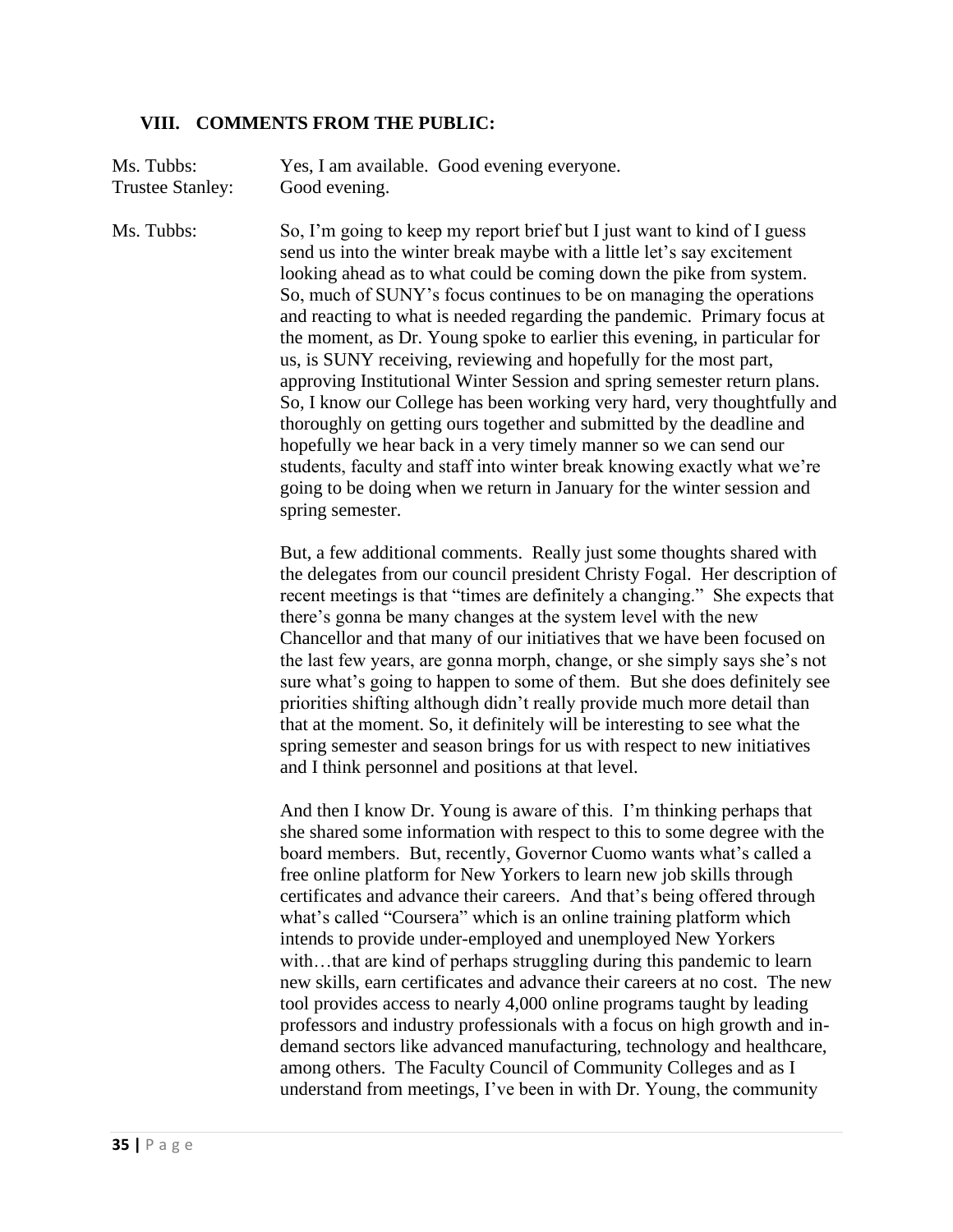## VIII. COMMENTS FROM THE PUBLIC:

Ms. Tubbs: Yes, I am available. Good evening everyone.

Trustee Stanley: Good evening.

Ms. Tubbs: So, I'm going to keep my report brief but I just want to kind of I guess send us into the winter break maybe with a little let's say excitement looking ahead as to what could be coming down the pike from system. So, much of SUNY's focus continues to be on managing the operations and reacting to what is needed regarding the pandemic. Primary focus at the moment, as Dr. Young spoke to earlier this evening, in particular for us, is SUNY receiving, reviewing and hopefully for the most part, approving Institutional Winter Session and spring semester return plans. So, I know our College has been working very hard, very thoughtfully and thoroughly on getting ours together and submitted by the deadline and hopefully we hear back in a very timely manner so we can send our students, faculty and staff into winter break knowing exactly what we're going to be doing when we return in January for the winter session and spring semester.

But, a few additional comments. Really just some thoughts shared with the delegates from our council president Christy Fogal. Her description of recent meetings is that "times are definitely a changing." She expects that there's gonna be many changes at the system level with the new Chancellor and that many of our initiatives that we have been focused on the last few years, are gonna morph, change, or she simply says she's not sure what's going to happen to some of them. But she does definitely see priorities shifting although didn't really provide much more detail than that at the moment. So, it definitely will be interesting to see what the spring semester and season brings for us with respect to new initiatives and I think personnel and positions at that level.

And then I know Dr. Young is aware of this. I'm thinking perhaps that she shared some information with respect to this to some degree with the board members. But, recently, Governor Cuomo wants what's called a free online platform for New Yorkers to learn new job skills through certificates and advance their careers. And that's being offered through what's called "Coursera" which is an online training platform which intends to provide under-employed and unemployed New Yorkers with…that are kind of perhaps struggling during this pandemic to learn new skills, earn certificates and advance their careers at no cost. The new tool provides access to nearly 4,000 online programs taught by leading professors and industry professionals with a focus on high growth and in-demand sectors like advanced manufacturing, technology and healthcare, among others. The Faculty Council of Community Colleges and as I understand from meetings, I've been in with Dr. Young, the community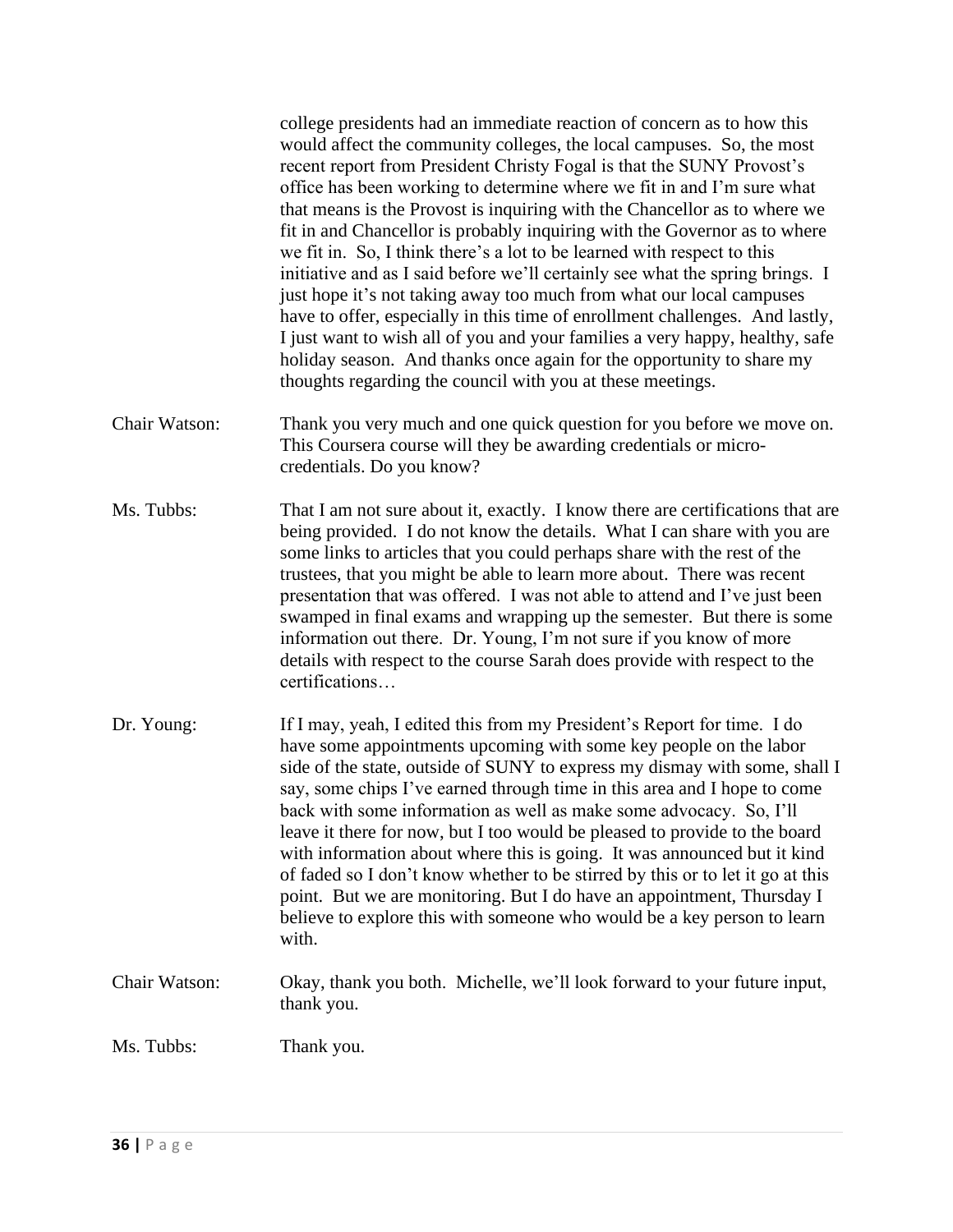college presidents had an immediate reaction of concern as to how this would affect the community colleges, the local campuses. So, the most recent report from President Christy Fogal is that the SUNY Provost's office has been working to determine where we fit in and I'm sure what that means is the Provost is inquiring with the Chancellor as to where we fit in and Chancellor is probably inquiring with the Governor as to where we fit in. So, I think there's a lot to be learned with respect to this initiative and as I said before we'll certainly see what the spring brings. I just hope it's not taking away too much from what our local campuses have to offer, especially in this time of enrollment challenges. And lastly, I just want to wish all of you and your families a very happy, healthy, safe holiday season. And thanks once again for the opportunity to share my thoughts regarding the council with you at these meetings.

Chair Watson: Thank you very much and one quick question for you before we move on. This Coursera course will they be awarding credentials or micro-credentials. Do you know?

Ms. Tubbs: That I am not sure about it, exactly. I know there are certifications that are being provided. I do not know the details. What I can share with you are some links to articles that you could perhaps share with the rest of the trustees, that you might be able to learn more about. There was recent presentation that was offered. I was not able to attend and I've just been swamped in final exams and wrapping up the semester. But there is some information out there. Dr. Young, I'm not sure if you know of more details with respect to the course Sarah does provide with respect to the certifications…

Dr. Young: If I may, yeah, I edited this from my President's Report for time. I do have some appointments upcoming with some key people on the labor side of the state, outside of SUNY to express my dismay with some, shall I say, some chips I've earned through time in this area and I hope to come back with some information as well as make some advocacy. So, I'll leave it there for now, but I too would be pleased to provide to the board with information about where this is going. It was announced but it kind of faded so I don't know whether to be stirred by this or to let it go at this point. But we are monitoring. But I do have an appointment, Thursday I believe to explore this with someone who would be a key person to learn with.

Chair Watson: Okay, thank you both. Michelle, we'll look forward to your future input, thank you.

Ms. Tubbs: Thank you.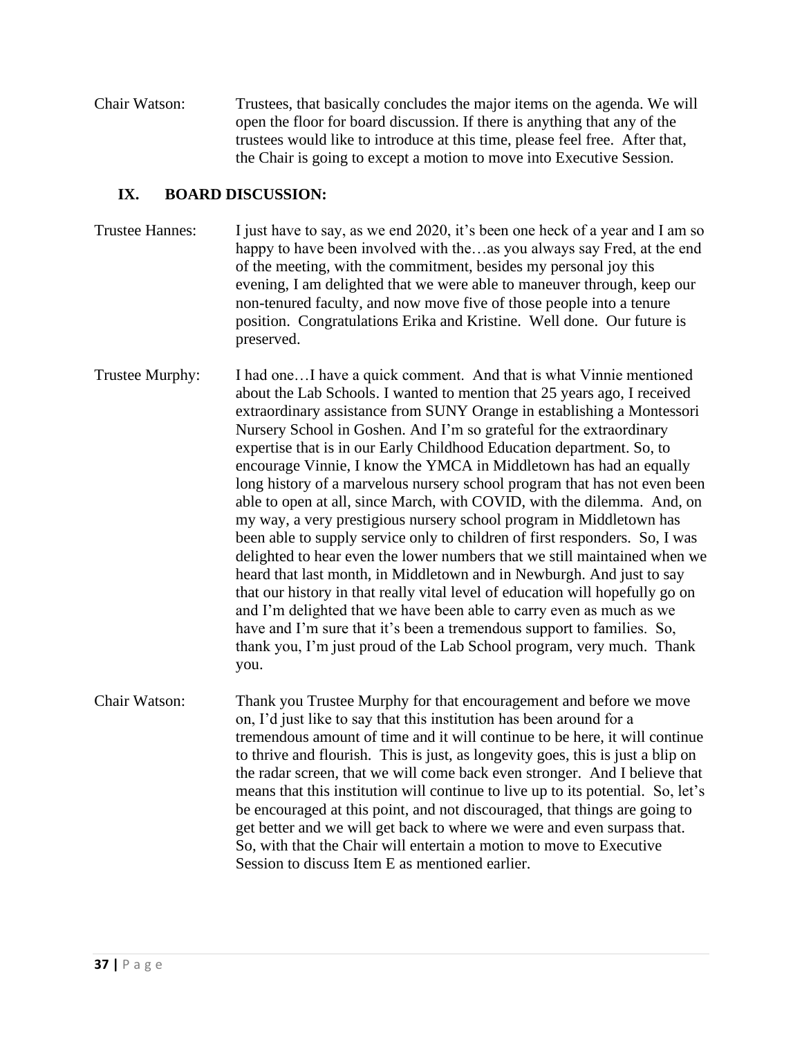Chair Watson: Trustees, that basically concludes the major items on the agenda. We will open the floor for board discussion. If there is anything that any of the trustees would like to introduce at this time, please feel free. After that, the Chair is going to except a motion to move into Executive Session.

## IX. BOARD DISCUSSION:

Trustee Hannes: I just have to say, as we end 2020, it's been one heck of a year and I am so happy to have been involved with the…as you always say Fred, at the end of the meeting, with the commitment, besides my personal joy this evening, I am delighted that we were able to maneuver through, keep our non-tenured faculty, and now move five of those people into a tenure position. Congratulations Erika and Kristine. Well done. Our future is preserved.

Trustee Murphy: I had one…I have a quick comment. And that is what Vinnie mentioned about the Lab Schools. I wanted to mention that 25 years ago, I received extraordinary assistance from SUNY Orange in establishing a Montessori Nursery School in Goshen. And I'm so grateful for the extraordinary expertise that is in our Early Childhood Education department. So, to encourage Vinnie, I know the YMCA in Middletown has had an equally long history of a marvelous nursery school program that has not even been able to open at all, since March, with COVID, with the dilemma. And, on my way, a very prestigious nursery school program in Middletown has been able to supply service only to children of first responders. So, I was delighted to hear even the lower numbers that we still maintained when we heard that last month, in Middletown and in Newburgh. And just to say that our history in that really vital level of education will hopefully go on and I'm delighted that we have been able to carry even as much as we have and I'm sure that it's been a tremendous support to families. So, thank you, I'm just proud of the Lab School program, very much. Thank you.

Chair Watson: Thank you Trustee Murphy for that encouragement and before we move on, I'd just like to say that this institution has been around for a tremendous amount of time and it will continue to be here, it will continue to thrive and flourish. This is just, as longevity goes, this is just a blip on the radar screen, that we will come back even stronger. And I believe that means that this institution will continue to live up to its potential. So, let's be encouraged at this point, and not discouraged, that things are going to get better and we will get back to where we were and even surpass that. So, with that the Chair will entertain a motion to move to Executive Session to discuss Item E as mentioned earlier.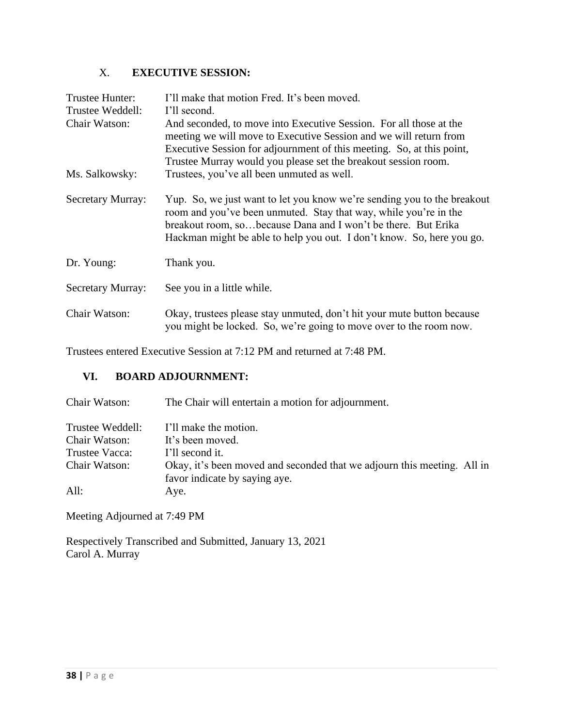## X. EXECUTIVE SESSION:

| | |
|---|---|
| Trustee Hunter: | I'll make that motion Fred. It's been moved. |
| Trustee Weddell: | I'll second. |
| Chair Watson: | And seconded, to move into Executive Session. For all those at the meeting we will move to Executive Session and we will return from Executive Session for adjournment of this meeting. So, at this point, Trustee Murray would you please set the breakout session room. |
| Ms. Salkowsky: | Trustees, you've all been unmuted as well. |
| Secretary Murray: | Yup. So, we just want to let you know we're sending you to the breakout room and you've been unmuted. Stay that way, while you're in the breakout room, so…because Dana and I won't be there. But Erika Hackman might be able to help you out. I don't know. So, here you go. |
| Dr. Young: | Thank you. |
| Secretary Murray: | See you in a little while. |
| Chair Watson: | Okay, trustees please stay unmuted, don't hit your mute button because you might be locked. So, we're going to move over to the room now. |

Trustees entered Executive Session at 7:12 PM and returned at 7:48 PM.

## VI. BOARD ADJOURNMENT:

| | |
|---|---|
| Chair Watson: | The Chair will entertain a motion for adjournment. |
| Trustee Weddell: | I'll make the motion. |
| Chair Watson: | It's been moved. |
| Trustee Vacca: | I'll second it. |
| Chair Watson: | Okay, it's been moved and seconded that we adjourn this meeting. All in favor indicate by saying aye. |
| All: | Aye. |

Meeting Adjourned at 7:49 PM

Respectively Transcribed and Submitted, January 13, 2021
Carol A. Murray